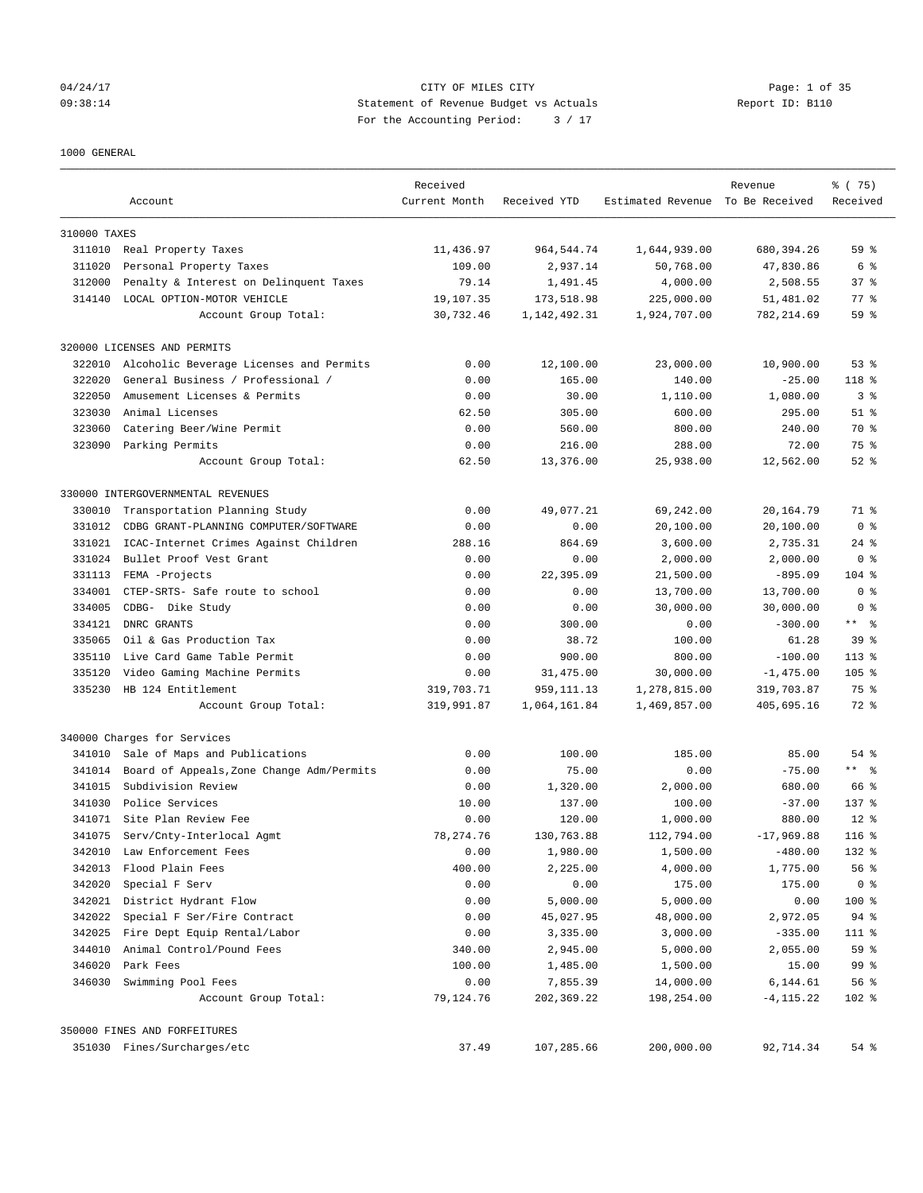04/24/17 CITY OF MILES CITY
09:38:14 Statement of Revenue Budget vs Actuals Report ID: B110
For the Accounting Period: 3 / 17

1000 GENERAL

| Account | | Received Current Month | Received YTD | Estimated Revenue | Revenue To Be Received | % ( 75) Received |
|---|---|---|---|---|---|---|
| 310000 TAXES | | | | | | |
| 311010 | Real Property Taxes | 11,436.97 | 964,544.74 | 1,644,939.00 | 680,394.26 | 59 % |
| 311020 | Personal Property Taxes | 109.00 | 2,937.14 | 50,768.00 | 47,830.86 | 6 % |
| 312000 | Penalty & Interest on Delinquent Taxes | 79.14 | 1,491.45 | 4,000.00 | 2,508.55 | 37 % |
| 314140 | LOCAL OPTION-MOTOR VEHICLE | 19,107.35 | 173,518.98 | 225,000.00 | 51,481.02 | 77 % |
| | Account Group Total: | 30,732.46 | 1,142,492.31 | 1,924,707.00 | 782,214.69 | 59 % |
| 320000 LICENSES AND PERMITS | | | | | | |
| 322010 | Alcoholic Beverage Licenses and Permits | 0.00 | 12,100.00 | 23,000.00 | 10,900.00 | 53 % |
| 322020 | General Business / Professional / | 0.00 | 165.00 | 140.00 | -25.00 | 118 % |
| 322050 | Amusement Licenses & Permits | 0.00 | 30.00 | 1,110.00 | 1,080.00 | 3 % |
| 323030 | Animal Licenses | 62.50 | 305.00 | 600.00 | 295.00 | 51 % |
| 323060 | Catering Beer/Wine Permit | 0.00 | 560.00 | 800.00 | 240.00 | 70 % |
| 323090 | Parking Permits | 0.00 | 216.00 | 288.00 | 72.00 | 75 % |
| | Account Group Total: | 62.50 | 13,376.00 | 25,938.00 | 12,562.00 | 52 % |
| 330000 INTERGOVERNMENTAL REVENUES | | | | | | |
| 330010 | Transportation Planning Study | 0.00 | 49,077.21 | 69,242.00 | 20,164.79 | 71 % |
| 331012 | CDBG GRANT-PLANNING COMPUTER/SOFTWARE | 0.00 | 0.00 | 20,100.00 | 20,100.00 | 0 % |
| 331021 | ICAC-Internet Crimes Against Children | 288.16 | 864.69 | 3,600.00 | 2,735.31 | 24 % |
| 331024 | Bullet Proof Vest Grant | 0.00 | 0.00 | 2,000.00 | 2,000.00 | 0 % |
| 331113 | FEMA -Projects | 0.00 | 22,395.09 | 21,500.00 | -895.09 | 104 % |
| 334001 | CTEP-SRTS- Safe route to school | 0.00 | 0.00 | 13,700.00 | 13,700.00 | 0 % |
| 334005 | CDBG- Dike Study | 0.00 | 0.00 | 30,000.00 | 30,000.00 | 0 % |
| 334121 | DNRC GRANTS | 0.00 | 300.00 | 0.00 | -300.00 | ** % |
| 335065 | Oil & Gas Production Tax | 0.00 | 38.72 | 100.00 | 61.28 | 39 % |
| 335110 | Live Card Game Table Permit | 0.00 | 900.00 | 800.00 | -100.00 | 113 % |
| 335120 | Video Gaming Machine Permits | 0.00 | 31,475.00 | 30,000.00 | -1,475.00 | 105 % |
| 335230 | HB 124 Entitlement | 319,703.71 | 959,111.13 | 1,278,815.00 | 319,703.87 | 75 % |
| | Account Group Total: | 319,991.87 | 1,064,161.84 | 1,469,857.00 | 405,695.16 | 72 % |
| 340000 Charges for Services | | | | | | |
| 341010 | Sale of Maps and Publications | 0.00 | 100.00 | 185.00 | 85.00 | 54 % |
| 341014 | Board of Appeals,Zone Change Adm/Permits | 0.00 | 75.00 | 0.00 | -75.00 | ** % |
| 341015 | Subdivision Review | 0.00 | 1,320.00 | 2,000.00 | 680.00 | 66 % |
| 341030 | Police Services | 10.00 | 137.00 | 100.00 | -37.00 | 137 % |
| 341071 | Site Plan Review Fee | 0.00 | 120.00 | 1,000.00 | 880.00 | 12 % |
| 341075 | Serv/Cnty-Interlocal Agmt | 78,274.76 | 130,763.88 | 112,794.00 | -17,969.88 | 116 % |
| 342010 | Law Enforcement Fees | 0.00 | 1,980.00 | 1,500.00 | -480.00 | 132 % |
| 342013 | Flood Plain Fees | 400.00 | 2,225.00 | 4,000.00 | 1,775.00 | 56 % |
| 342020 | Special F Serv | 0.00 | 0.00 | 175.00 | 175.00 | 0 % |
| 342021 | District Hydrant Flow | 0.00 | 5,000.00 | 5,000.00 | 0.00 | 100 % |
| 342022 | Special F Ser/Fire Contract | 0.00 | 45,027.95 | 48,000.00 | 2,972.05 | 94 % |
| 342025 | Fire Dept Equip Rental/Labor | 0.00 | 3,335.00 | 3,000.00 | -335.00 | 111 % |
| 344010 | Animal Control/Pound Fees | 340.00 | 2,945.00 | 5,000.00 | 2,055.00 | 59 % |
| 346020 | Park Fees | 100.00 | 1,485.00 | 1,500.00 | 15.00 | 99 % |
| 346030 | Swimming Pool Fees | 0.00 | 7,855.39 | 14,000.00 | 6,144.61 | 56 % |
| | Account Group Total: | 79,124.76 | 202,369.22 | 198,254.00 | -4,115.22 | 102 % |
| 350000 FINES AND FORFEITURES | | | | | | |
| 351030 | Fines/Surcharges/etc | 37.49 | 107,285.66 | 200,000.00 | 92,714.34 | 54 % |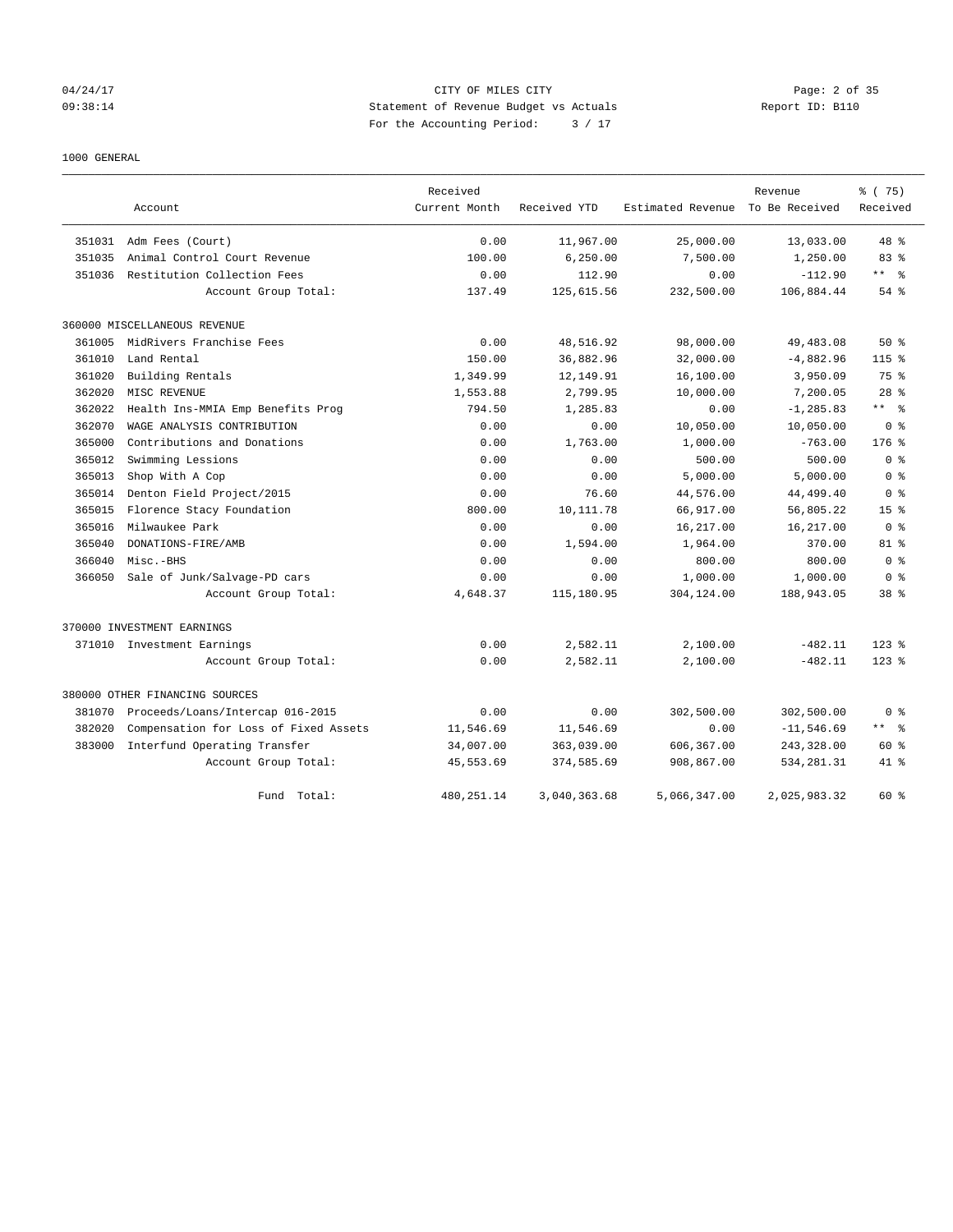CITY OF MILES CITY
Statement of Revenue Budget vs Actuals
For the Accounting Period: 3 / 17

04/24/17
09:38:14

Report ID: B110

1000 GENERAL

| | Account | Received Current Month | Received YTD | Estimated Revenue | Revenue To Be Received | % ( 75) Received |
|---|---|---|---|---|---|---|
| 351031 | Adm Fees (Court) | 0.00 | 11,967.00 | 25,000.00 | 13,033.00 | 48 % |
| 351035 | Animal Control Court Revenue | 100.00 | 6,250.00 | 7,500.00 | 1,250.00 | 83 % |
| 351036 | Restitution Collection Fees | 0.00 | 112.90 | 0.00 | -112.90 | ** % |
| | Account Group Total: | 137.49 | 125,615.56 | 232,500.00 | 106,884.44 | 54 % |
| 360000 MISCELLANEOUS REVENUE | | | | | | |
| 361005 | MidRivers Franchise Fees | 0.00 | 48,516.92 | 98,000.00 | 49,483.08 | 50 % |
| 361010 | Land Rental | 150.00 | 36,882.96 | 32,000.00 | -4,882.96 | 115 % |
| 361020 | Building Rentals | 1,349.99 | 12,149.91 | 16,100.00 | 3,950.09 | 75 % |
| 362020 | MISC REVENUE | 1,553.88 | 2,799.95 | 10,000.00 | 7,200.05 | 28 % |
| 362022 | Health Ins-MMIA Emp Benefits Prog | 794.50 | 1,285.83 | 0.00 | -1,285.83 | ** % |
| 362070 | WAGE ANALYSIS CONTRIBUTION | 0.00 | 0.00 | 10,050.00 | 10,050.00 | 0 % |
| 365000 | Contributions and Donations | 0.00 | 1,763.00 | 1,000.00 | -763.00 | 176 % |
| 365012 | Swimming Lessions | 0.00 | 0.00 | 500.00 | 500.00 | 0 % |
| 365013 | Shop With A Cop | 0.00 | 0.00 | 5,000.00 | 5,000.00 | 0 % |
| 365014 | Denton Field Project/2015 | 0.00 | 76.60 | 44,576.00 | 44,499.40 | 0 % |
| 365015 | Florence Stacy Foundation | 800.00 | 10,111.78 | 66,917.00 | 56,805.22 | 15 % |
| 365016 | Milwaukee Park | 0.00 | 0.00 | 16,217.00 | 16,217.00 | 0 % |
| 365040 | DONATIONS-FIRE/AMB | 0.00 | 1,594.00 | 1,964.00 | 370.00 | 81 % |
| 366040 | Misc.-BHS | 0.00 | 0.00 | 800.00 | 800.00 | 0 % |
| 366050 | Sale of Junk/Salvage-PD cars | 0.00 | 0.00 | 1,000.00 | 1,000.00 | 0 % |
| | Account Group Total: | 4,648.37 | 115,180.95 | 304,124.00 | 188,943.05 | 38 % |
| 370000 INVESTMENT EARNINGS | | | | | | |
| 371010 | Investment Earnings | 0.00 | 2,582.11 | 2,100.00 | -482.11 | 123 % |
| | Account Group Total: | 0.00 | 2,582.11 | 2,100.00 | -482.11 | 123 % |
| 380000 OTHER FINANCING SOURCES | | | | | | |
| 381070 | Proceeds/Loans/Intercap 016-2015 | 0.00 | 0.00 | 302,500.00 | 302,500.00 | 0 % |
| 382020 | Compensation for Loss of Fixed Assets | 11,546.69 | 11,546.69 | 0.00 | -11,546.69 | ** % |
| 383000 | Interfund Operating Transfer | 34,007.00 | 363,039.00 | 606,367.00 | 243,328.00 | 60 % |
| | Account Group Total: | 45,553.69 | 374,585.69 | 908,867.00 | 534,281.31 | 41 % |
| | Fund Total: | 480,251.14 | 3,040,363.68 | 5,066,347.00 | 2,025,983.32 | 60 % |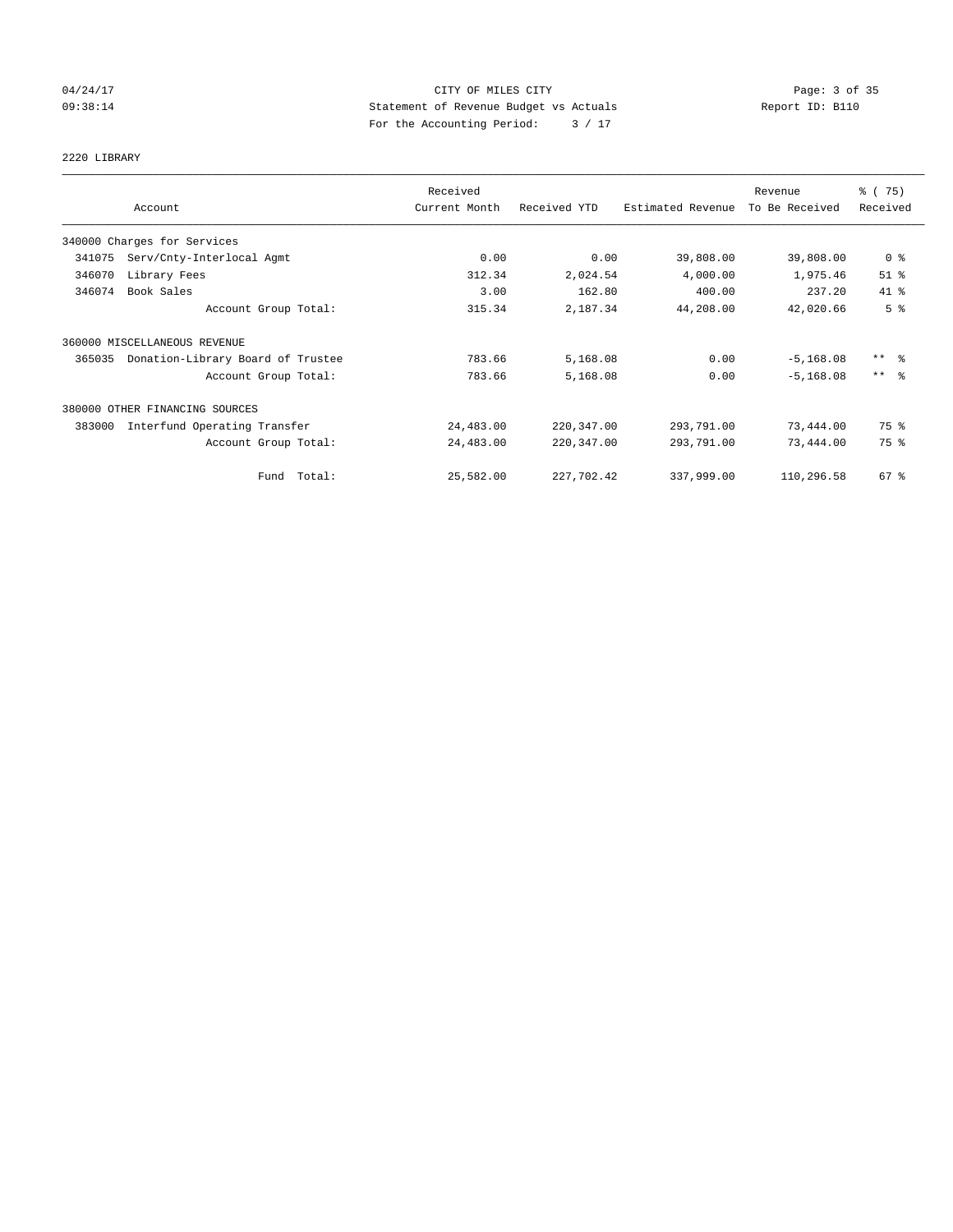CITY OF MILES CITY
Statement of Revenue Budget vs Actuals
For the Accounting Period: 3 / 17

04/24/17
09:38:14

Report ID: B110

## 2220 LIBRARY

| Account | Received Current Month | Received YTD | Estimated Revenue | Revenue To Be Received | % ( 75) Received |
|---|---|---|---|---|---|
| 340000 Charges for Services | | | | | |
| 341075 Serv/Cnty-Interlocal Agmt | 0.00 | 0.00 | 39,808.00 | 39,808.00 | 0 % |
| 346070 Library Fees | 312.34 | 2,024.54 | 4,000.00 | 1,975.46 | 51 % |
| 346074 Book Sales | 3.00 | 162.80 | 400.00 | 237.20 | 41 % |
| Account Group Total: | 315.34 | 2,187.34 | 44,208.00 | 42,020.66 | 5 % |
| 360000 MISCELLANEOUS REVENUE | | | | | |
| 365035 Donation-Library Board of Trustee | 783.66 | 5,168.08 | 0.00 | -5,168.08 | ** % |
| Account Group Total: | 783.66 | 5,168.08 | 0.00 | -5,168.08 | ** % |
| 380000 OTHER FINANCING SOURCES | | | | | |
| 383000 Interfund Operating Transfer | 24,483.00 | 220,347.00 | 293,791.00 | 73,444.00 | 75 % |
| Account Group Total: | 24,483.00 | 220,347.00 | 293,791.00 | 73,444.00 | 75 % |
| Fund Total: | 25,582.00 | 227,702.42 | 337,999.00 | 110,296.58 | 67 % |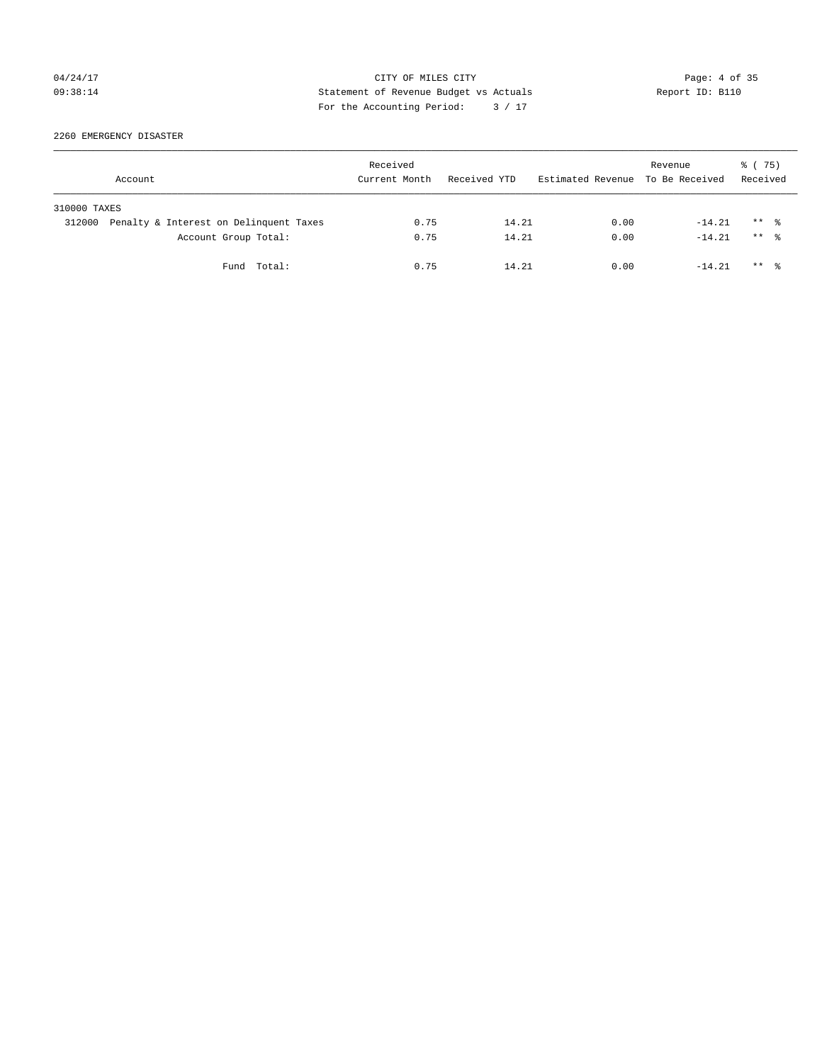CITY OF MILES CITY

Statement of Revenue Budget vs Actuals

For the Accounting Period: 3 / 17

04/24/17 09:38:14

Report ID: B110

## 2260 EMERGENCY DISASTER

| Account | Received Current Month | Received YTD | Estimated Revenue | Revenue To Be Received | % ( 75) Received |
|---|---|---|---|---|---|
| 310000 TAXES | | | | | |
| 312000 Penalty & Interest on Delinquent Taxes | 0.75 | 14.21 | 0.00 | -14.21 | ** % |
| Account Group Total: | 0.75 | 14.21 | 0.00 | -14.21 | ** % |
| Fund Total: | 0.75 | 14.21 | 0.00 | -14.21 | ** % |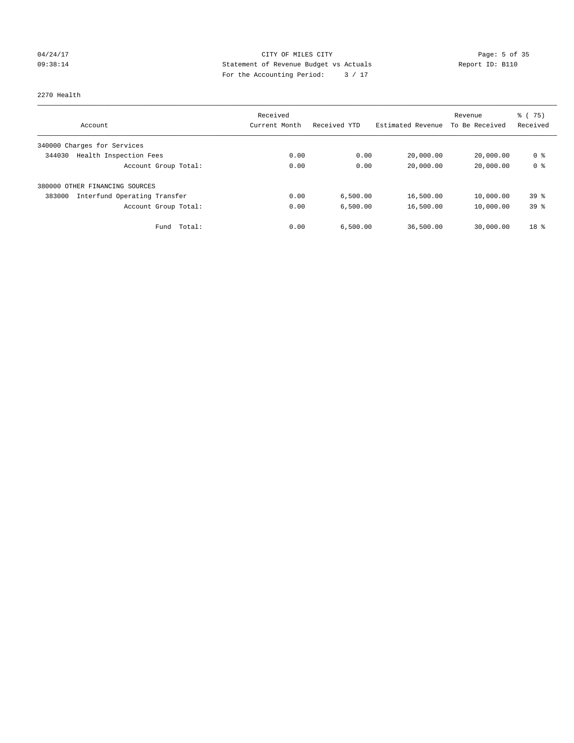CITY OF MILES CITY
Statement of Revenue Budget vs Actuals
For the Accounting Period: 3 / 17

04/24/17
09:38:14

Report ID: B110

2270 Health

| Account | Received Current Month | Received YTD | Estimated Revenue | Revenue To Be Received | % ( 75) Received |
|---|---|---|---|---|---|
| 340000 Charges for Services | | | | | |
| 344030 Health Inspection Fees | 0.00 | 0.00 | 20,000.00 | 20,000.00 | 0 % |
| Account Group Total: | 0.00 | 0.00 | 20,000.00 | 20,000.00 | 0 % |
| 380000 OTHER FINANCING SOURCES | | | | | |
| 383000 Interfund Operating Transfer | 0.00 | 6,500.00 | 16,500.00 | 10,000.00 | 39 % |
| Account Group Total: | 0.00 | 6,500.00 | 16,500.00 | 10,000.00 | 39 % |
| Fund Total: | 0.00 | 6,500.00 | 36,500.00 | 30,000.00 | 18 % |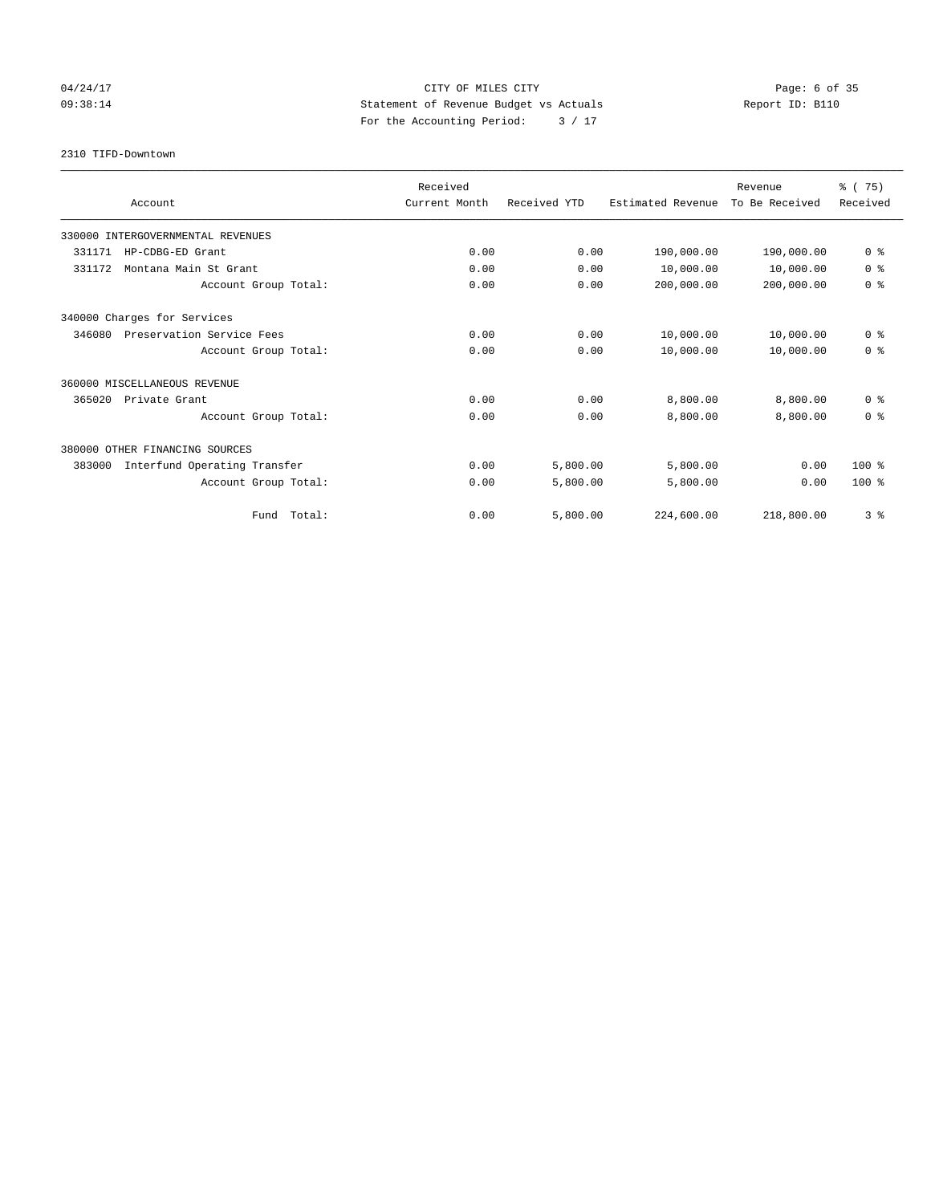CITY OF MILES CITY
Statement of Revenue Budget vs Actuals
For the Accounting Period: 3 / 17

04/24/17 09:38:14 — Report ID: B110

2310 TIFD-Downtown

| Account | Received Current Month | Received YTD | Estimated Revenue | Revenue To Be Received | % ( 75) Received |
|---|---|---|---|---|---|
| 330000 INTERGOVERNMENTAL REVENUES | | | | | |
| 331171 HP-CDBG-ED Grant | 0.00 | 0.00 | 190,000.00 | 190,000.00 | 0 % |
| 331172 Montana Main St Grant | 0.00 | 0.00 | 10,000.00 | 10,000.00 | 0 % |
| Account Group Total: | 0.00 | 0.00 | 200,000.00 | 200,000.00 | 0 % |
| 340000 Charges for Services | | | | | |
| 346080 Preservation Service Fees | 0.00 | 0.00 | 10,000.00 | 10,000.00 | 0 % |
| Account Group Total: | 0.00 | 0.00 | 10,000.00 | 10,000.00 | 0 % |
| 360000 MISCELLANEOUS REVENUE | | | | | |
| 365020 Private Grant | 0.00 | 0.00 | 8,800.00 | 8,800.00 | 0 % |
| Account Group Total: | 0.00 | 0.00 | 8,800.00 | 8,800.00 | 0 % |
| 380000 OTHER FINANCING SOURCES | | | | | |
| 383000 Interfund Operating Transfer | 0.00 | 5,800.00 | 5,800.00 | 0.00 | 100 % |
| Account Group Total: | 0.00 | 5,800.00 | 5,800.00 | 0.00 | 100 % |
| Fund Total: | 0.00 | 5,800.00 | 224,600.00 | 218,800.00 | 3 % |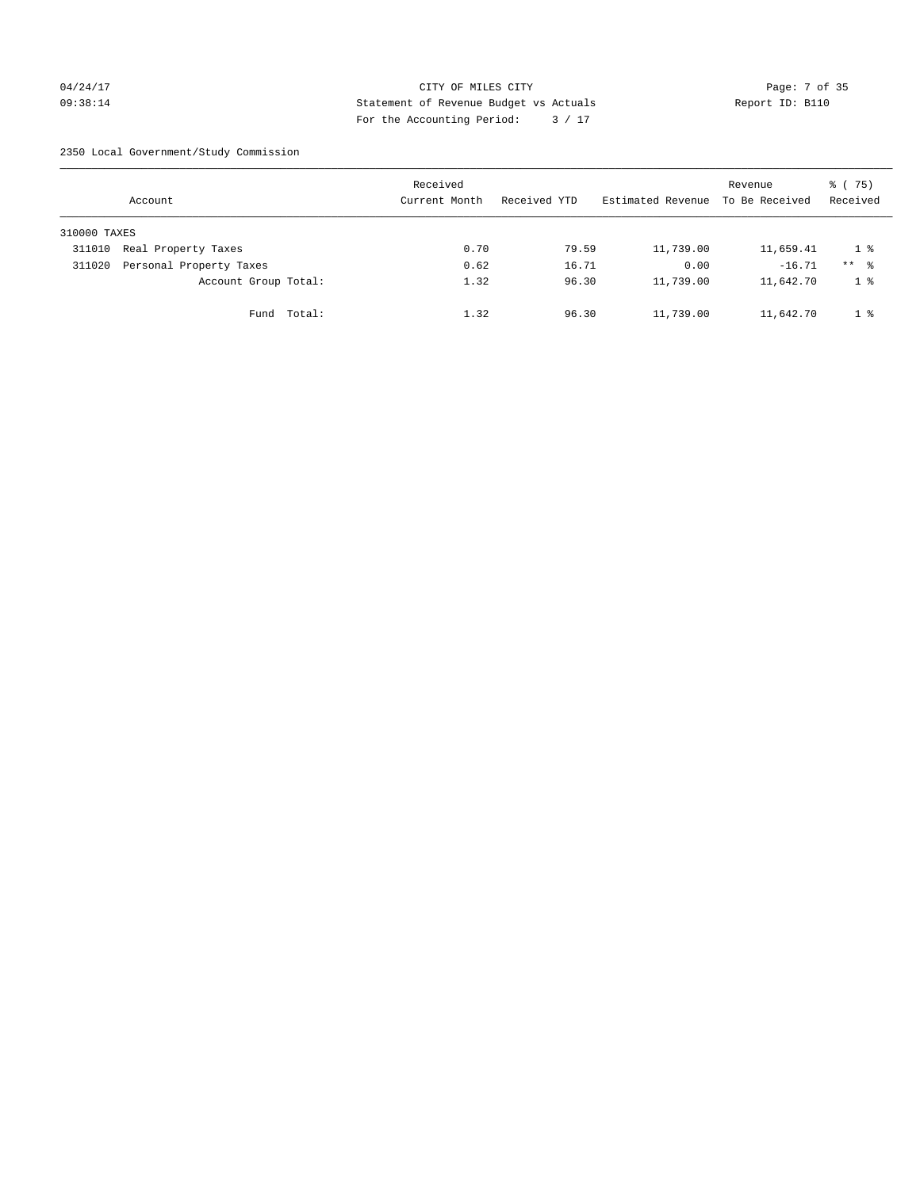CITY OF MILES CITY
Statement of Revenue Budget vs Actuals
For the Accounting Period: 3 / 17

04/24/17
09:38:14

Report ID: B110

2350 Local Government/Study Commission

| Account | Received Current Month | Received YTD | Estimated Revenue | Revenue To Be Received | % ( 75) Received |
|---|---|---|---|---|---|
| 310000 TAXES | | | | | |
| 311010 Real Property Taxes | 0.70 | 79.59 | 11,739.00 | 11,659.41 | 1 % |
| 311020 Personal Property Taxes | 0.62 | 16.71 | 0.00 | -16.71 | ** % |
| Account Group Total: | 1.32 | 96.30 | 11,739.00 | 11,642.70 | 1 % |
| Fund Total: | 1.32 | 96.30 | 11,739.00 | 11,642.70 | 1 % |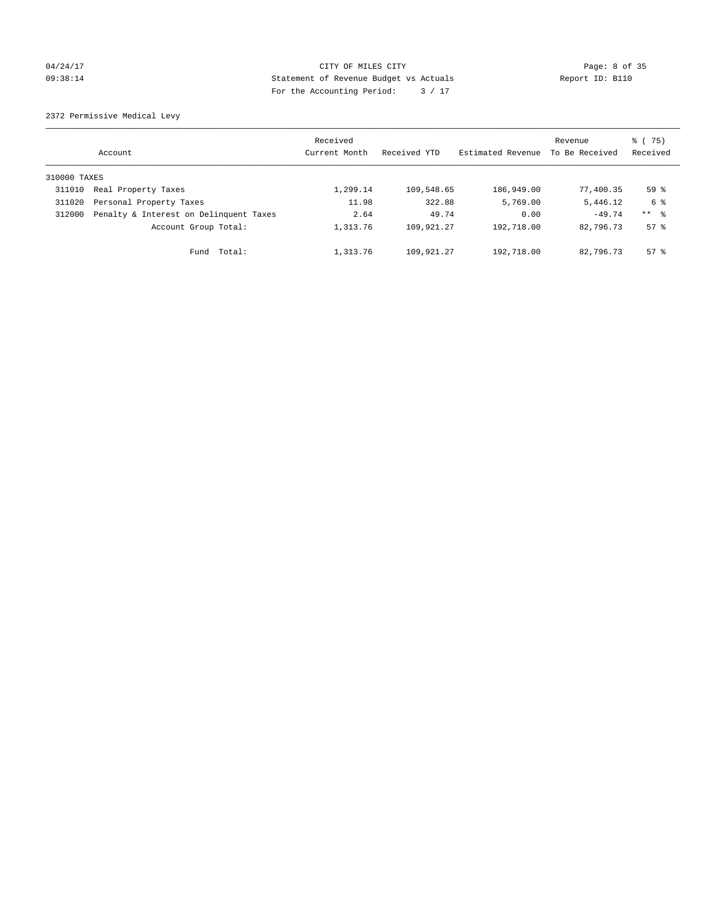CITY OF MILES CITY
Statement of Revenue Budget vs Actuals
For the Accounting Period: 3 / 17

04/24/17
09:38:14

Report ID: B110

2372 Permissive Medical Levy

| Account | | Received Current Month | Received YTD | Estimated Revenue | Revenue To Be Received | % ( 75) Received |
|---|---|---|---|---|---|---|
| 310000 TAXES | | | | | | |
| 311010 | Real Property Taxes | 1,299.14 | 109,548.65 | 186,949.00 | 77,400.35 | 59 % |
| 311020 | Personal Property Taxes | 11.98 | 322.88 | 5,769.00 | 5,446.12 | 6 % |
| 312000 | Penalty & Interest on Delinquent Taxes | 2.64 | 49.74 | 0.00 | -49.74 | ** % |
| | Account Group Total: | 1,313.76 | 109,921.27 | 192,718.00 | 82,796.73 | 57 % |
| | Fund Total: | 1,313.76 | 109,921.27 | 192,718.00 | 82,796.73 | 57 % |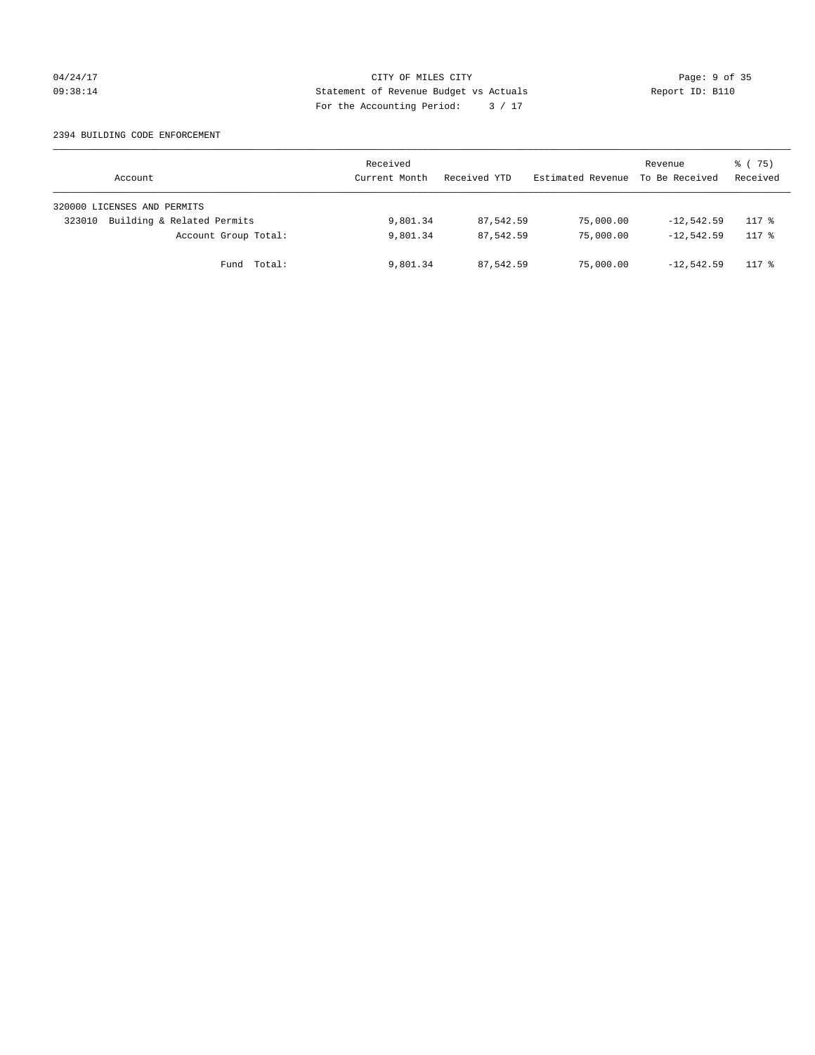CITY OF MILES CITY
Statement of Revenue Budget vs Actuals
For the Accounting Period: 3 / 17

04/24/17
09:38:14

Report ID: B110

2394 BUILDING CODE ENFORCEMENT

| Account | Received Current Month | Received YTD | Estimated Revenue | Revenue To Be Received | % ( 75) Received |
|---|---|---|---|---|---|
| 320000 LICENSES AND PERMITS | | | | | |
| 323010 Building & Related Permits | 9,801.34 | 87,542.59 | 75,000.00 | -12,542.59 | 117 % |
| Account Group Total: | 9,801.34 | 87,542.59 | 75,000.00 | -12,542.59 | 117 % |
| Fund Total: | 9,801.34 | 87,542.59 | 75,000.00 | -12,542.59 | 117 % |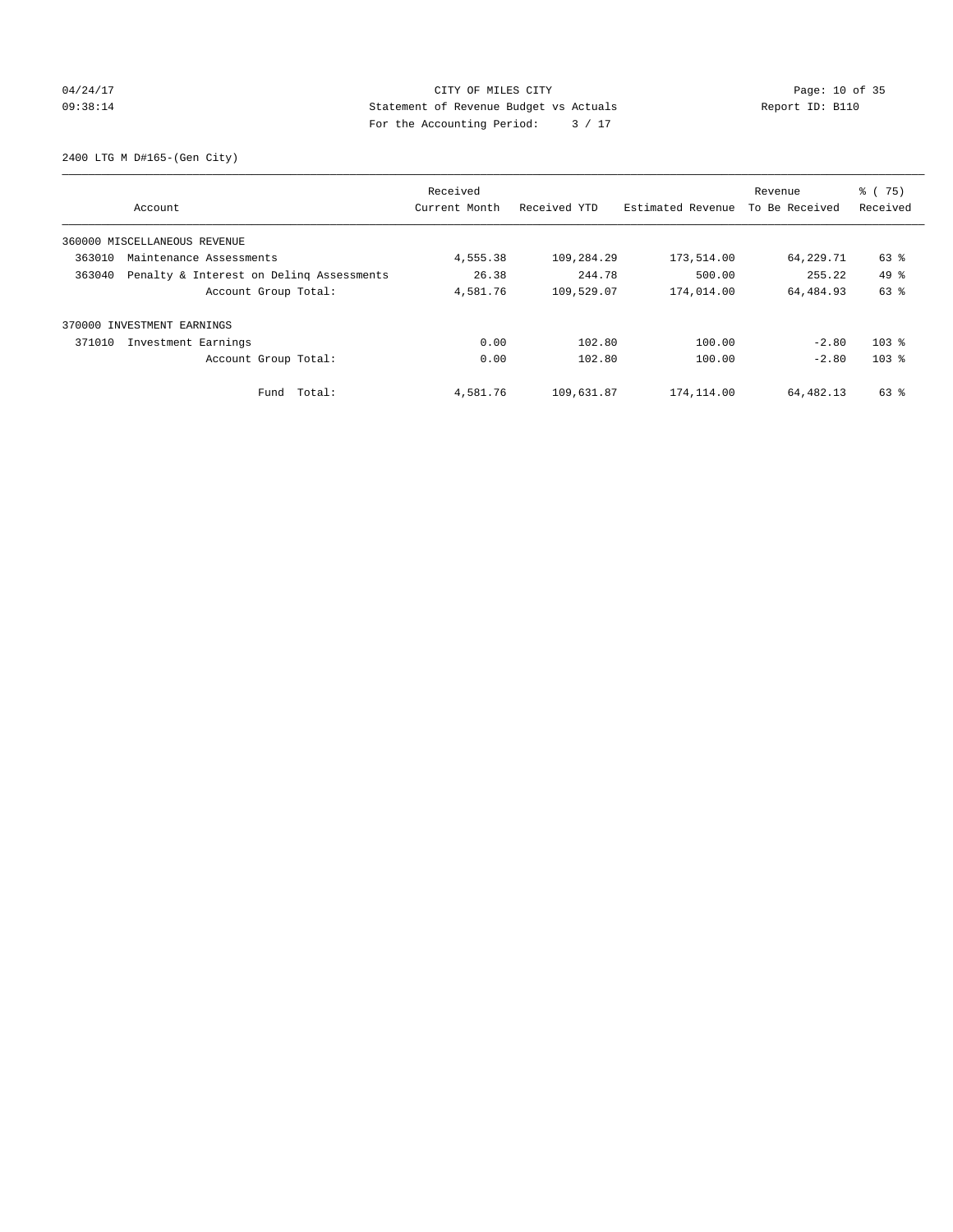CITY OF MILES CITY
Statement of Revenue Budget vs Actuals
For the Accounting Period: 3 / 17

04/24/17
09:38:14

Report ID: B110

2400 LTG M D#165-(Gen City)

| Account | | Received Current Month | Received YTD | Estimated Revenue | Revenue To Be Received | % ( 75) Received |
|---|---|---|---|---|---|---|
| 360000 MISCELLANEOUS REVENUE | | | | | | |
| 363010 | Maintenance Assessments | 4,555.38 | 109,284.29 | 173,514.00 | 64,229.71 | 63 % |
| 363040 | Penalty & Interest on Delinq Assessments | 26.38 | 244.78 | 500.00 | 255.22 | 49 % |
| | Account Group Total: | 4,581.76 | 109,529.07 | 174,014.00 | 64,484.93 | 63 % |
| 370000 INVESTMENT EARNINGS | | | | | | |
| 371010 | Investment Earnings | 0.00 | 102.80 | 100.00 | -2.80 | 103 % |
| | Account Group Total: | 0.00 | 102.80 | 100.00 | -2.80 | 103 % |
| | Fund Total: | 4,581.76 | 109,631.87 | 174,114.00 | 64,482.13 | 63 % |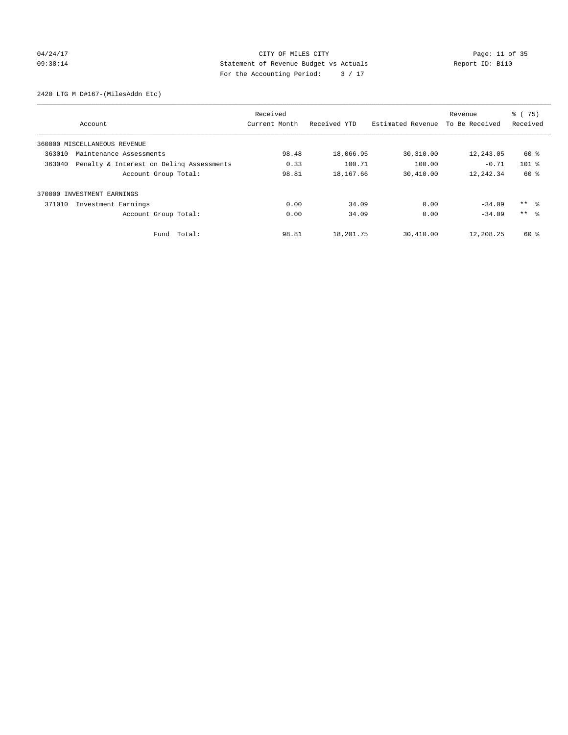CITY OF MILES CITY
Statement of Revenue Budget vs Actuals
For the Accounting Period: 3 / 17

04/24/17
09:38:14

Report ID: B110

2420 LTG M D#167-(MilesAddn Etc)

| Account | Received Current Month | Received YTD | Estimated Revenue | Revenue To Be Received | % ( 75) Received |
|---|---|---|---|---|---|
| 360000 MISCELLANEOUS REVENUE | | | | | |
| 363010 Maintenance Assessments | 98.48 | 18,066.95 | 30,310.00 | 12,243.05 | 60 % |
| 363040 Penalty & Interest on Delinq Assessments | 0.33 | 100.71 | 100.00 | -0.71 | 101 % |
| Account Group Total: | 98.81 | 18,167.66 | 30,410.00 | 12,242.34 | 60 % |
| 370000 INVESTMENT EARNINGS | | | | | |
| 371010 Investment Earnings | 0.00 | 34.09 | 0.00 | -34.09 | ** % |
| Account Group Total: | 0.00 | 34.09 | 0.00 | -34.09 | ** % |
| Fund Total: | 98.81 | 18,201.75 | 30,410.00 | 12,208.25 | 60 % |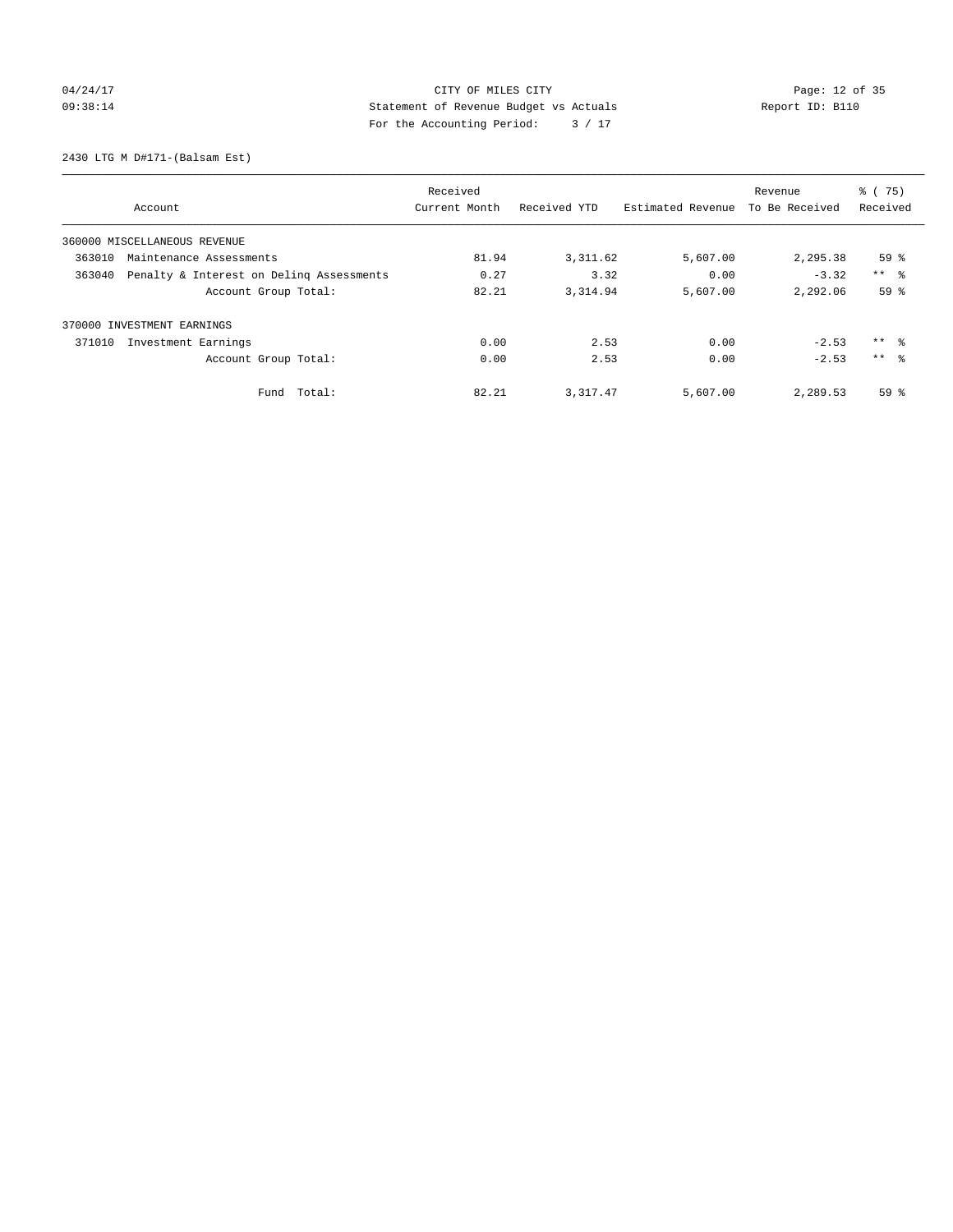CITY OF MILES CITY
Statement of Revenue Budget vs Actuals
For the Accounting Period: 3 / 17

04/24/17
09:38:14

Report ID: B110

2430 LTG M D#171-(Balsam Est)

| Account | Received Current Month | Received YTD | Estimated Revenue | Revenue To Be Received | % ( 75) Received |
|---|---|---|---|---|---|
| 360000 MISCELLANEOUS REVENUE | | | | | |
| 363010 Maintenance Assessments | 81.94 | 3,311.62 | 5,607.00 | 2,295.38 | 59 % |
| 363040 Penalty & Interest on Delinq Assessments | 0.27 | 3.32 | 0.00 | -3.32 | ** % |
| Account Group Total: | 82.21 | 3,314.94 | 5,607.00 | 2,292.06 | 59 % |
| 370000 INVESTMENT EARNINGS | | | | | |
| 371010 Investment Earnings | 0.00 | 2.53 | 0.00 | -2.53 | ** % |
| Account Group Total: | 0.00 | 2.53 | 0.00 | -2.53 | ** % |
| Fund Total: | 82.21 | 3,317.47 | 5,607.00 | 2,289.53 | 59 % |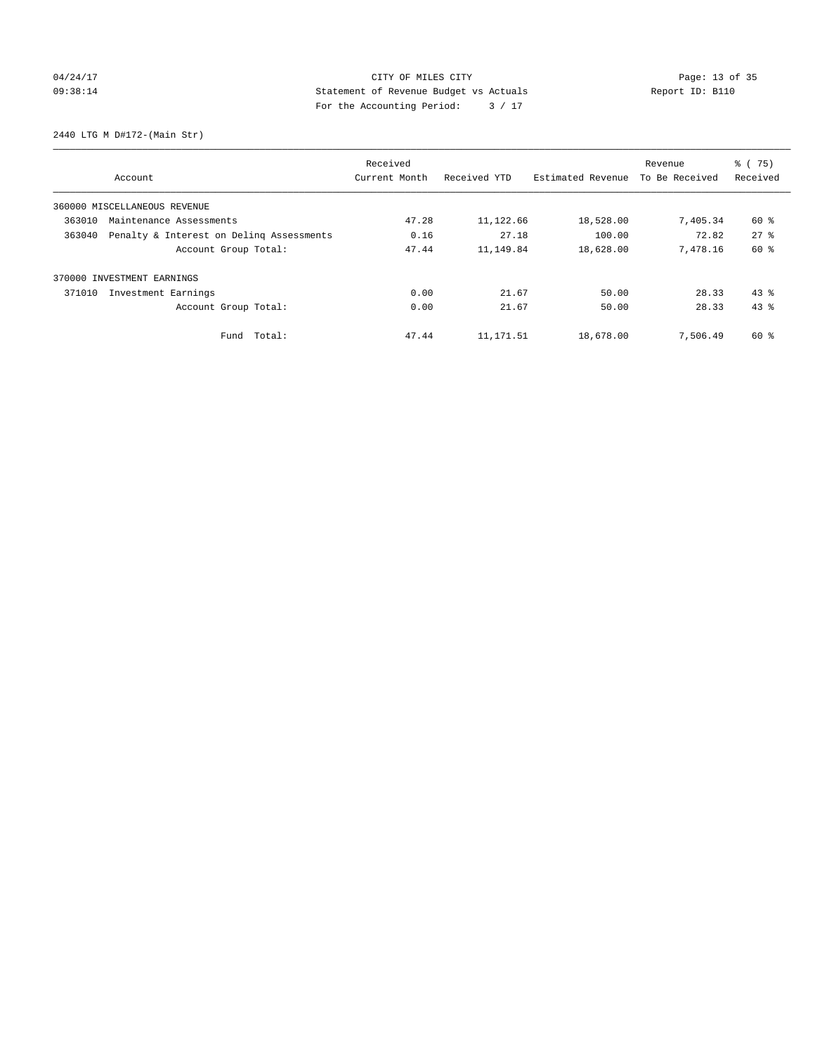CITY OF MILES CITY
Statement of Revenue Budget vs Actuals
For the Accounting Period: 3 / 17

04/24/17
09:38:14

Report ID: B110

2440 LTG M D#172-(Main Str)

| Account | Received Current Month | Received YTD | Estimated Revenue | Revenue To Be Received | % ( 75) Received |
|---|---|---|---|---|---|
| 360000 MISCELLANEOUS REVENUE | | | | | |
| 363010 Maintenance Assessments | 47.28 | 11,122.66 | 18,528.00 | 7,405.34 | 60 % |
| 363040 Penalty & Interest on Delinq Assessments | 0.16 | 27.18 | 100.00 | 72.82 | 27 % |
| Account Group Total: | 47.44 | 11,149.84 | 18,628.00 | 7,478.16 | 60 % |
| 370000 INVESTMENT EARNINGS | | | | | |
| 371010 Investment Earnings | 0.00 | 21.67 | 50.00 | 28.33 | 43 % |
| Account Group Total: | 0.00 | 21.67 | 50.00 | 28.33 | 43 % |
| Fund Total: | 47.44 | 11,171.51 | 18,678.00 | 7,506.49 | 60 % |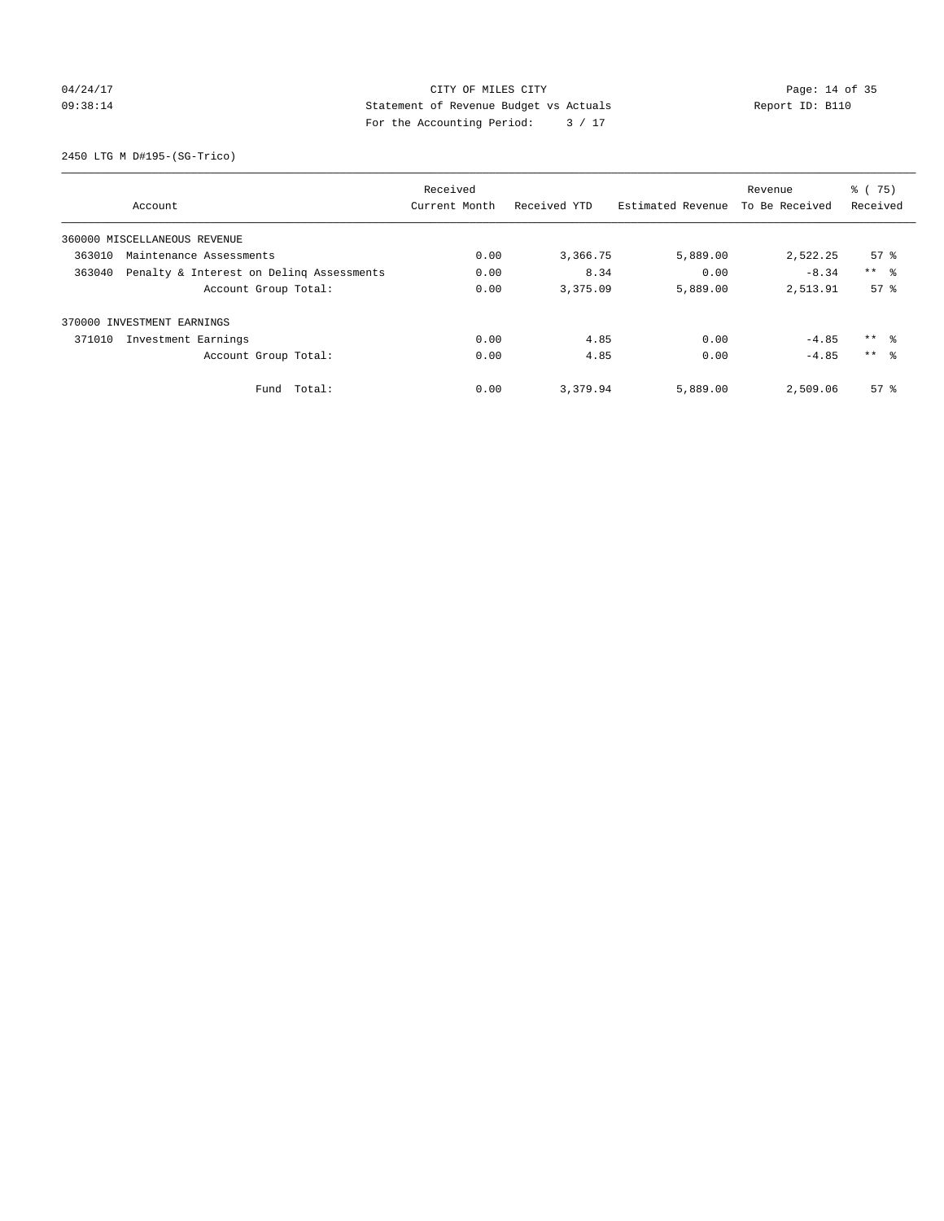CITY OF MILES CITY
Statement of Revenue Budget vs Actuals
For the Accounting Period: 3 / 17

04/24/17
09:38:14

Report ID: B110

2450 LTG M D#195-(SG-Trico)

| Account | Received Current Month | Received YTD | Estimated Revenue | Revenue To Be Received | % ( 75) Received |
|---|---|---|---|---|---|
| 360000 MISCELLANEOUS REVENUE | | | | | |
| 363010 Maintenance Assessments | 0.00 | 3,366.75 | 5,889.00 | 2,522.25 | 57 % |
| 363040 Penalty & Interest on Delinq Assessments | 0.00 | 8.34 | 0.00 | -8.34 | ** % |
| Account Group Total: | 0.00 | 3,375.09 | 5,889.00 | 2,513.91 | 57 % |
| 370000 INVESTMENT EARNINGS | | | | | |
| 371010 Investment Earnings | 0.00 | 4.85 | 0.00 | -4.85 | ** % |
| Account Group Total: | 0.00 | 4.85 | 0.00 | -4.85 | ** % |
| Fund Total: | 0.00 | 3,379.94 | 5,889.00 | 2,509.06 | 57 % |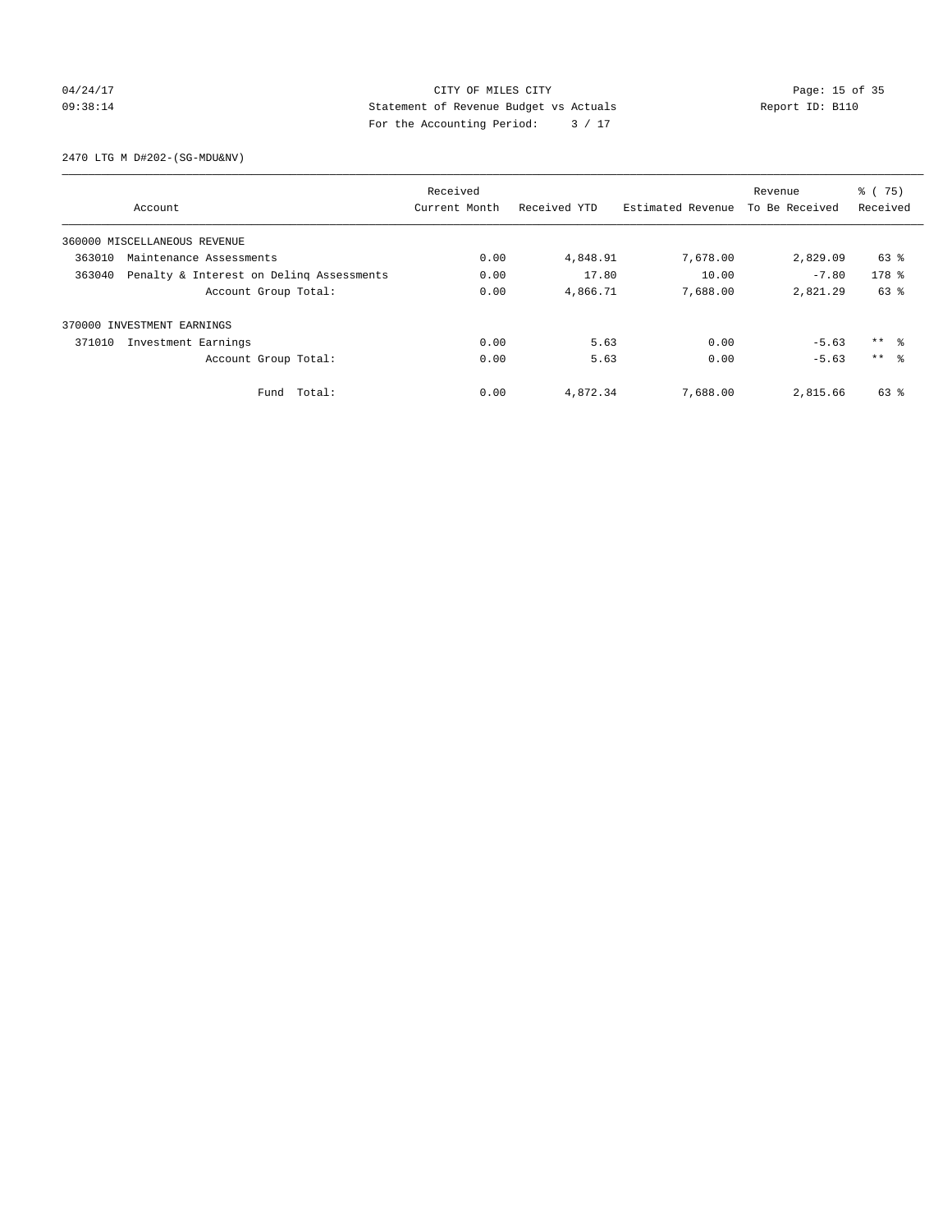CITY OF MILES CITY
Statement of Revenue Budget vs Actuals
For the Accounting Period: 3 / 17

04/24/17
09:38:14

Report ID: B110

2470 LTG M D#202-(SG-MDU&NV)

| Account | Received Current Month | Received YTD | Estimated Revenue | Revenue To Be Received | % ( 75) Received |
|---|---|---|---|---|---|
| 360000 MISCELLANEOUS REVENUE | | | | | |
| 363010 Maintenance Assessments | 0.00 | 4,848.91 | 7,678.00 | 2,829.09 | 63 % |
| 363040 Penalty & Interest on Delinq Assessments | 0.00 | 17.80 | 10.00 | -7.80 | 178 % |
| Account Group Total: | 0.00 | 4,866.71 | 7,688.00 | 2,821.29 | 63 % |
| 370000 INVESTMENT EARNINGS | | | | | |
| 371010 Investment Earnings | 0.00 | 5.63 | 0.00 | -5.63 | ** % |
| Account Group Total: | 0.00 | 5.63 | 0.00 | -5.63 | ** % |
| Fund Total: | 0.00 | 4,872.34 | 7,688.00 | 2,815.66 | 63 % |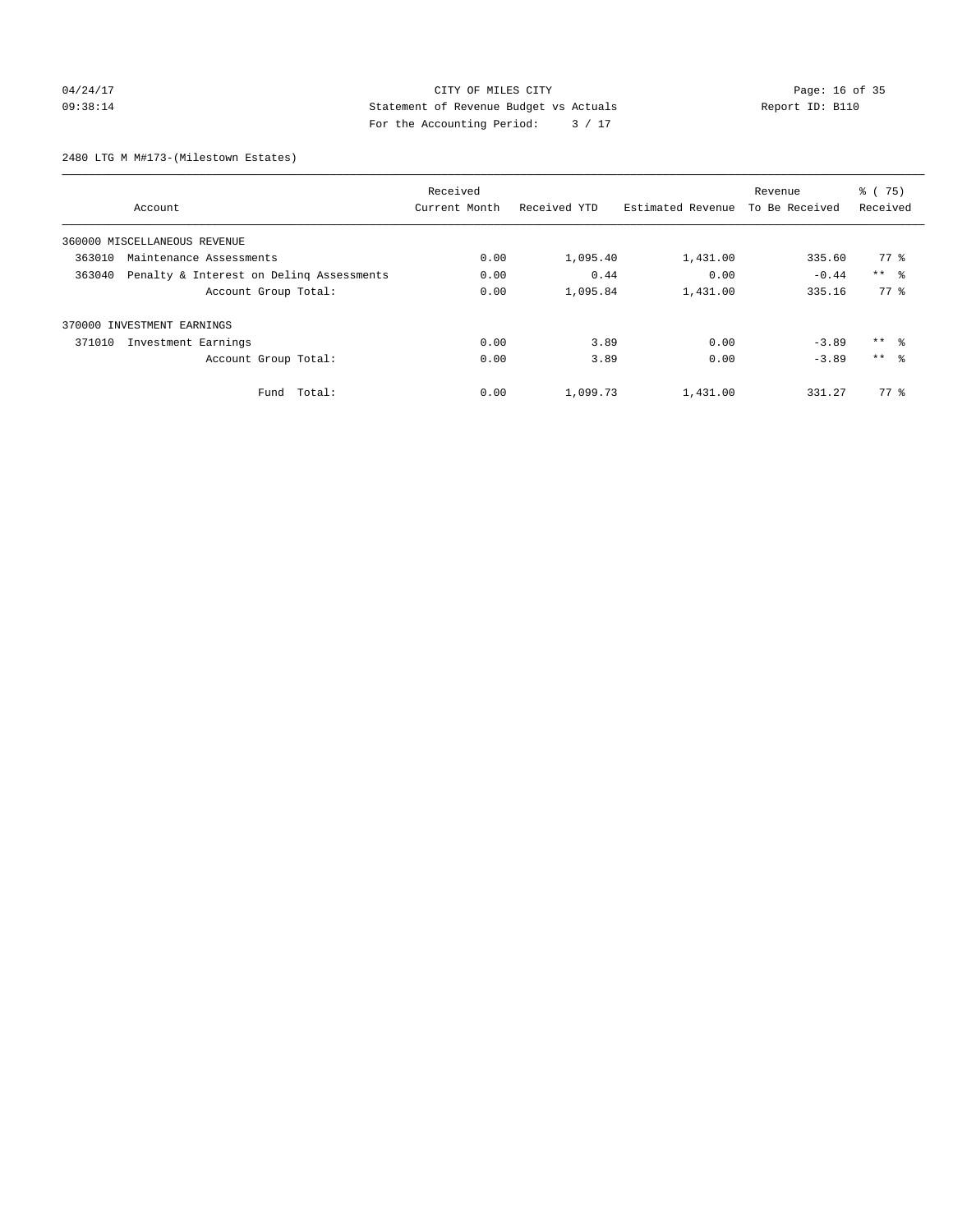CITY OF MILES CITY
Statement of Revenue Budget vs Actuals
For the Accounting Period: 3 / 17

04/24/17
09:38:14

Report ID: B110

2480 LTG M M#173-(Milestown Estates)

| Account | Received Current Month | Received YTD | Estimated Revenue | Revenue To Be Received | % ( 75) Received |
|---|---|---|---|---|---|
| 360000 MISCELLANEOUS REVENUE | | | | | |
| 363010 Maintenance Assessments | 0.00 | 1,095.40 | 1,431.00 | 335.60 | 77 % |
| 363040 Penalty & Interest on Delinq Assessments | 0.00 | 0.44 | 0.00 | -0.44 | ** % |
| Account Group Total: | 0.00 | 1,095.84 | 1,431.00 | 335.16 | 77 % |
| 370000 INVESTMENT EARNINGS | | | | | |
| 371010 Investment Earnings | 0.00 | 3.89 | 0.00 | -3.89 | ** % |
| Account Group Total: | 0.00 | 3.89 | 0.00 | -3.89 | ** % |
| Fund Total: | 0.00 | 1,099.73 | 1,431.00 | 331.27 | 77 % |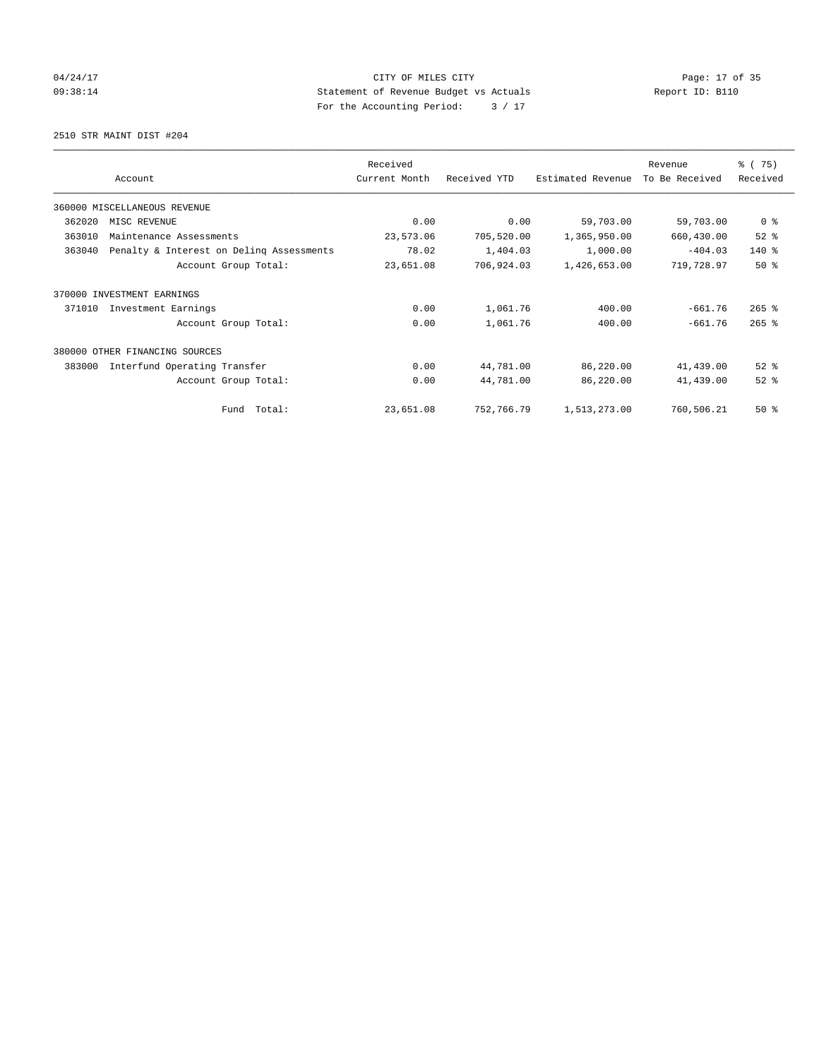CITY OF MILES CITY
Statement of Revenue Budget vs Actuals
For the Accounting Period: 3 / 17

04/24/17
09:38:14

Report ID: B110

2510 STR MAINT DIST #204

| Account | Received Current Month | Received YTD | Estimated Revenue | Revenue To Be Received | % ( 75) Received |
|---|---|---|---|---|---|
| 360000 MISCELLANEOUS REVENUE | | | | | |
| 362020 MISC REVENUE | 0.00 | 0.00 | 59,703.00 | 59,703.00 | 0 % |
| 363010 Maintenance Assessments | 23,573.06 | 705,520.00 | 1,365,950.00 | 660,430.00 | 52 % |
| 363040 Penalty & Interest on Delinq Assessments | 78.02 | 1,404.03 | 1,000.00 | -404.03 | 140 % |
| Account Group Total: | 23,651.08 | 706,924.03 | 1,426,653.00 | 719,728.97 | 50 % |
| 370000 INVESTMENT EARNINGS | | | | | |
| 371010 Investment Earnings | 0.00 | 1,061.76 | 400.00 | -661.76 | 265 % |
| Account Group Total: | 0.00 | 1,061.76 | 400.00 | -661.76 | 265 % |
| 380000 OTHER FINANCING SOURCES | | | | | |
| 383000 Interfund Operating Transfer | 0.00 | 44,781.00 | 86,220.00 | 41,439.00 | 52 % |
| Account Group Total: | 0.00 | 44,781.00 | 86,220.00 | 41,439.00 | 52 % |
| Fund Total: | 23,651.08 | 752,766.79 | 1,513,273.00 | 760,506.21 | 50 % |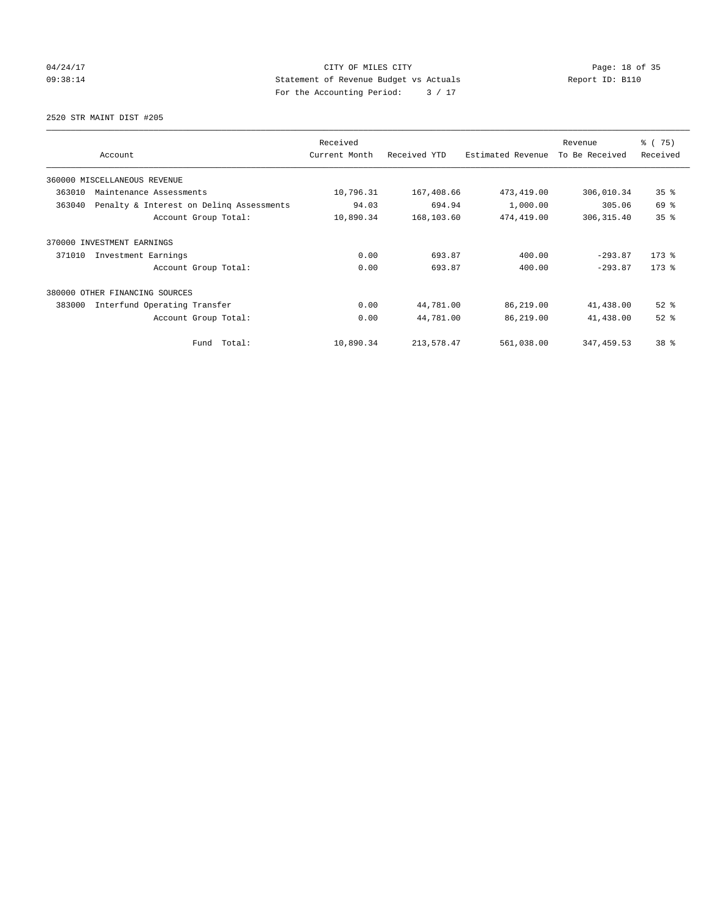04/24/17 CITY OF MILES CITY
09:38:14 Statement of Revenue Budget vs Actuals Report ID: B110
For the Accounting Period: 3 / 17

2520 STR MAINT DIST #205

| Account | Received Current Month | Received YTD | Estimated Revenue | Revenue To Be Received | % ( 75) Received |
|---|---|---|---|---|---|
| 360000 MISCELLANEOUS REVENUE | | | | | |
| 363010 Maintenance Assessments | 10,796.31 | 167,408.66 | 473,419.00 | 306,010.34 | 35 % |
| 363040 Penalty & Interest on Delinq Assessments | 94.03 | 694.94 | 1,000.00 | 305.06 | 69 % |
| Account Group Total: | 10,890.34 | 168,103.60 | 474,419.00 | 306,315.40 | 35 % |
| 370000 INVESTMENT EARNINGS | | | | | |
| 371010 Investment Earnings | 0.00 | 693.87 | 400.00 | -293.87 | 173 % |
| Account Group Total: | 0.00 | 693.87 | 400.00 | -293.87 | 173 % |
| 380000 OTHER FINANCING SOURCES | | | | | |
| 383000 Interfund Operating Transfer | 0.00 | 44,781.00 | 86,219.00 | 41,438.00 | 52 % |
| Account Group Total: | 0.00 | 44,781.00 | 86,219.00 | 41,438.00 | 52 % |
| Fund Total: | 10,890.34 | 213,578.47 | 561,038.00 | 347,459.53 | 38 % |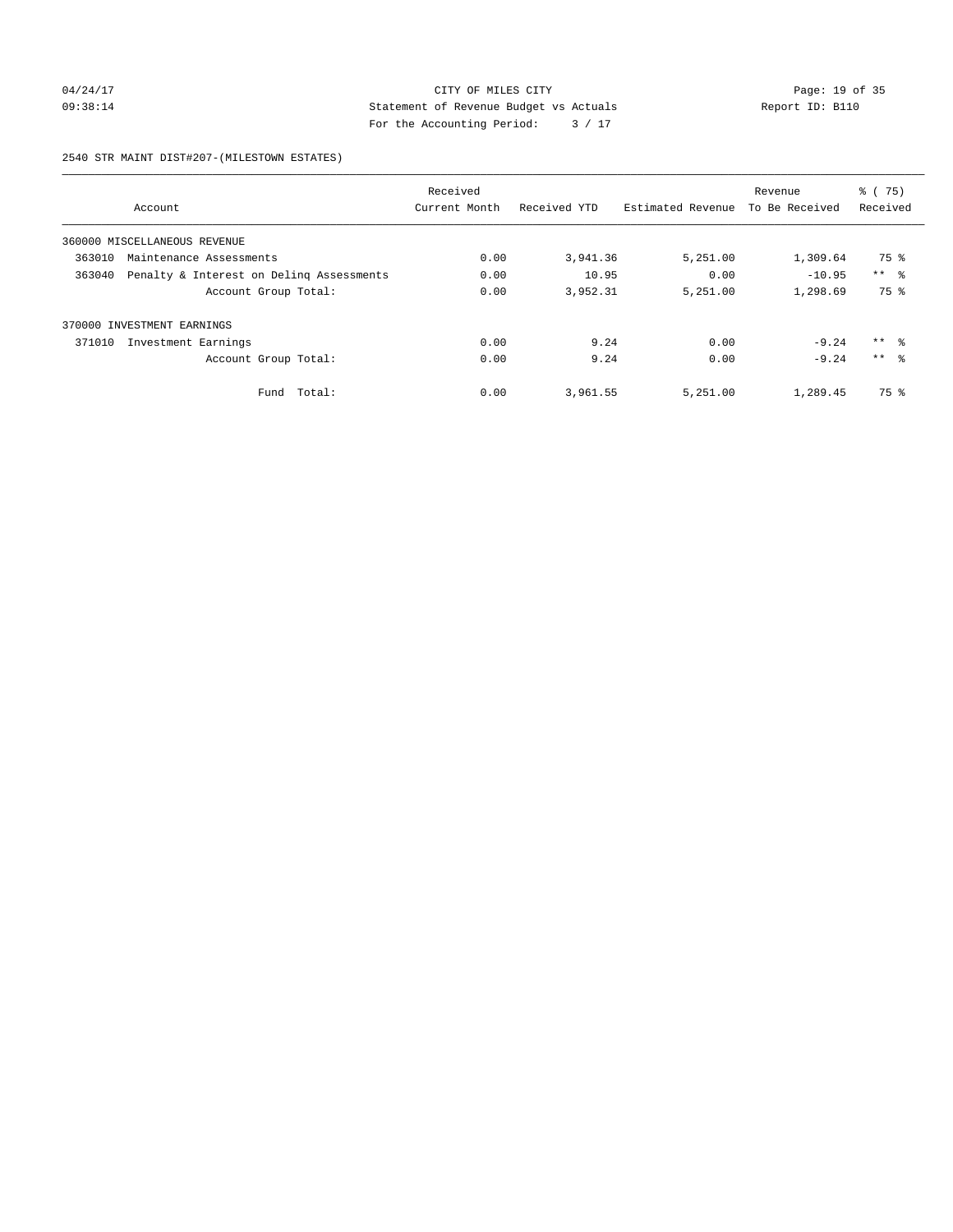04/24/17 CITY OF MILES CITY
09:38:14 Statement of Revenue Budget vs Actuals Report ID: B110
For the Accounting Period: 3 / 17

2540 STR MAINT DIST#207-(MILESTOWN ESTATES)

| Account | Received Current Month | Received YTD | Estimated Revenue | Revenue To Be Received | % ( 75) Received |
|---|---|---|---|---|---|
| 360000 MISCELLANEOUS REVENUE | | | | | |
| 363010 Maintenance Assessments | 0.00 | 3,941.36 | 5,251.00 | 1,309.64 | 75 % |
| 363040 Penalty & Interest on Delinq Assessments | 0.00 | 10.95 | 0.00 | -10.95 | ** % |
| Account Group Total: | 0.00 | 3,952.31 | 5,251.00 | 1,298.69 | 75 % |
| 370000 INVESTMENT EARNINGS | | | | | |
| 371010 Investment Earnings | 0.00 | 9.24 | 0.00 | -9.24 | ** % |
| Account Group Total: | 0.00 | 9.24 | 0.00 | -9.24 | ** % |
| Fund Total: | 0.00 | 3,961.55 | 5,251.00 | 1,289.45 | 75 % |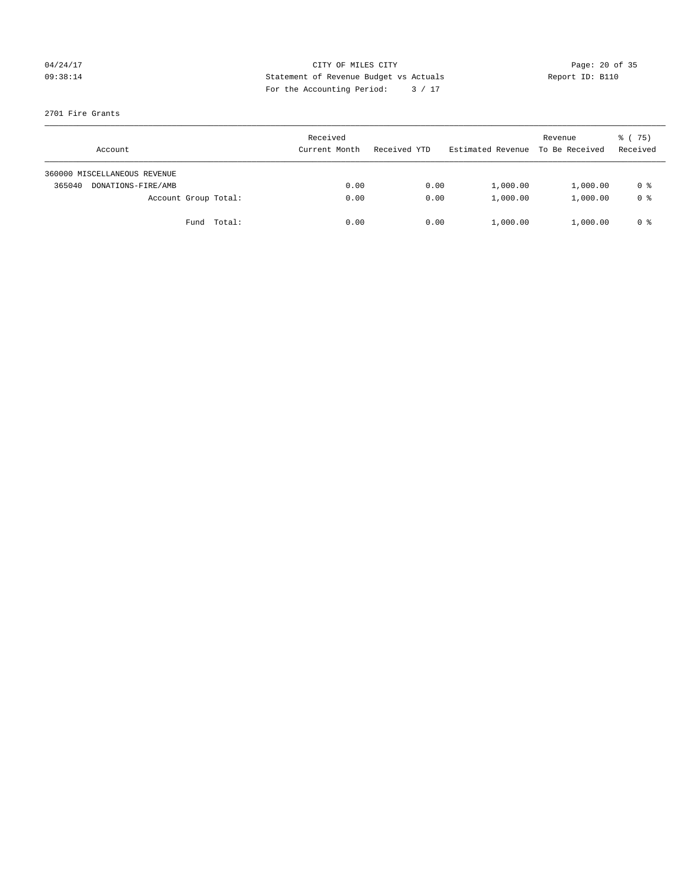CITY OF MILES CITY
Statement of Revenue Budget vs Actuals
For the Accounting Period: 3 / 17

04/24/17
09:38:14

Report ID: B110

2701 Fire Grants

| Account | Received Current Month | Received YTD | Estimated Revenue | Revenue To Be Received | % ( 75) Received |
|---|---|---|---|---|---|
| 360000 MISCELLANEOUS REVENUE | | | | | |
| 365040 DONATIONS-FIRE/AMB | 0.00 | 0.00 | 1,000.00 | 1,000.00 | 0 % |
| Account Group Total: | 0.00 | 0.00 | 1,000.00 | 1,000.00 | 0 % |
| Fund Total: | 0.00 | 0.00 | 1,000.00 | 1,000.00 | 0 % |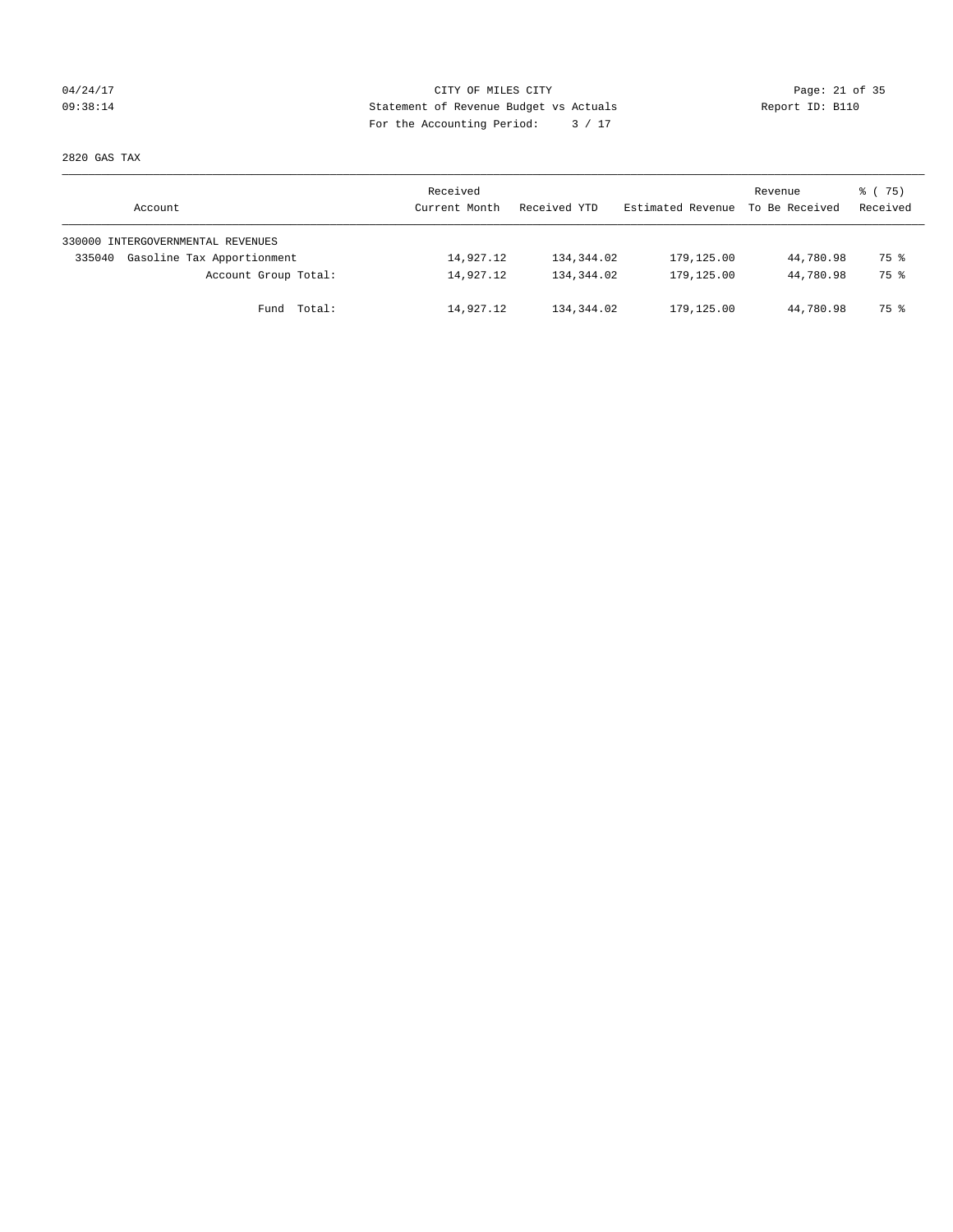CITY OF MILES CITY
Statement of Revenue Budget vs Actuals
For the Accounting Period: 3 / 17

04/24/17
09:38:14

Report ID: B110

2820 GAS TAX

| Account | Received Current Month | Received YTD | Estimated Revenue | Revenue To Be Received | % ( 75) Received |
|---|---|---|---|---|---|
| 330000 INTERGOVERNMENTAL REVENUES | | | | | |
| 335040 Gasoline Tax Apportionment | 14,927.12 | 134,344.02 | 179,125.00 | 44,780.98 | 75 % |
| Account Group Total: | 14,927.12 | 134,344.02 | 179,125.00 | 44,780.98 | 75 % |
| Fund Total: | 14,927.12 | 134,344.02 | 179,125.00 | 44,780.98 | 75 % |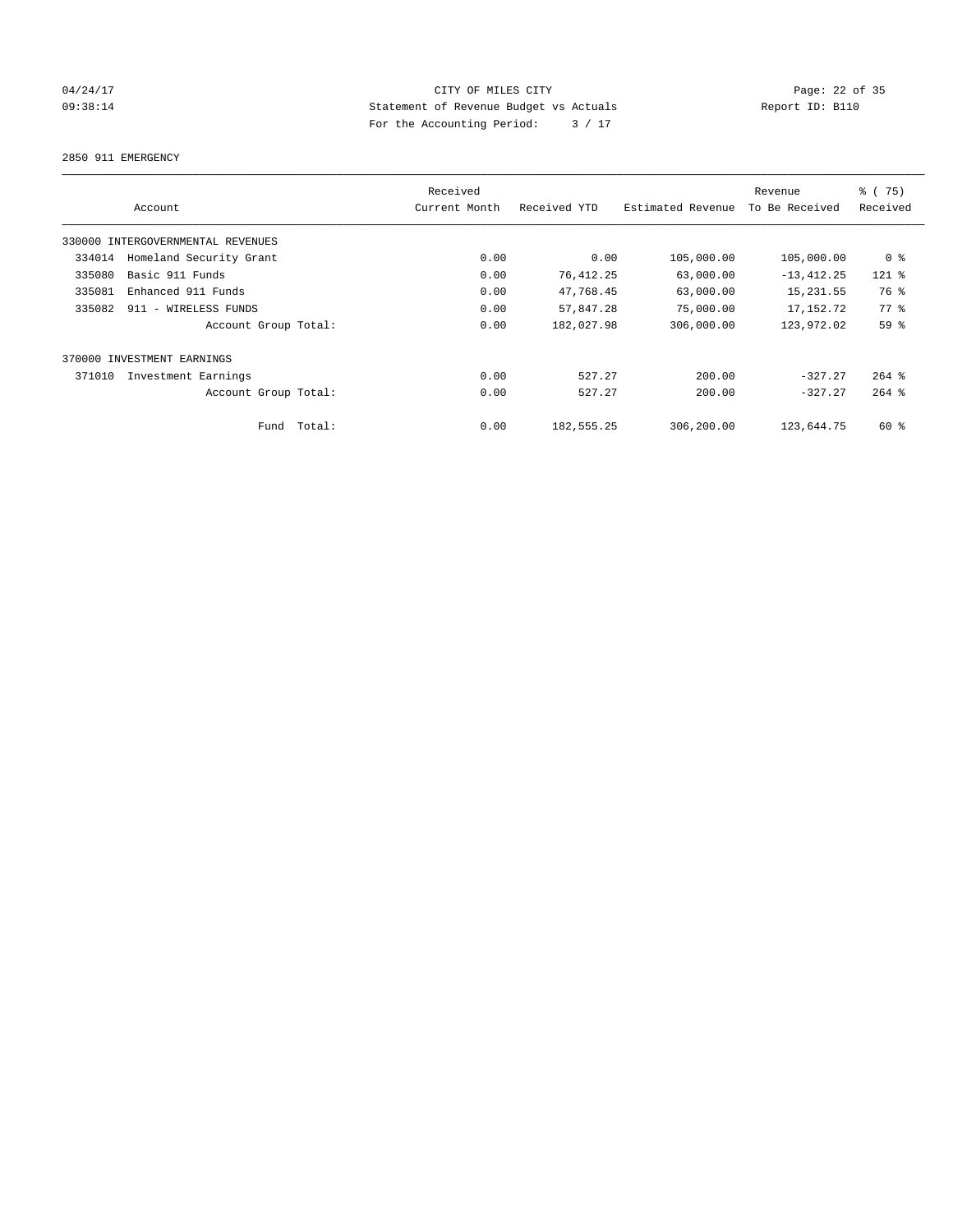CITY OF MILES CITY
Statement of Revenue Budget vs Actuals
For the Accounting Period: 3 / 17

04/24/17
09:38:14

Report ID: B110

2850 911 EMERGENCY

| Account | Received Current Month | Received YTD | Estimated Revenue | Revenue To Be Received | % ( 75) Received |
|---|---|---|---|---|---|
| 330000 INTERGOVERNMENTAL REVENUES | | | | | |
| 334014 Homeland Security Grant | 0.00 | 0.00 | 105,000.00 | 105,000.00 | 0 % |
| 335080 Basic 911 Funds | 0.00 | 76,412.25 | 63,000.00 | -13,412.25 | 121 % |
| 335081 Enhanced 911 Funds | 0.00 | 47,768.45 | 63,000.00 | 15,231.55 | 76 % |
| 335082 911 - WIRELESS FUNDS | 0.00 | 57,847.28 | 75,000.00 | 17,152.72 | 77 % |
| Account Group Total: | 0.00 | 182,027.98 | 306,000.00 | 123,972.02 | 59 % |
| 370000 INVESTMENT EARNINGS | | | | | |
| 371010 Investment Earnings | 0.00 | 527.27 | 200.00 | -327.27 | 264 % |
| Account Group Total: | 0.00 | 527.27 | 200.00 | -327.27 | 264 % |
| Fund Total: | 0.00 | 182,555.25 | 306,200.00 | 123,644.75 | 60 % |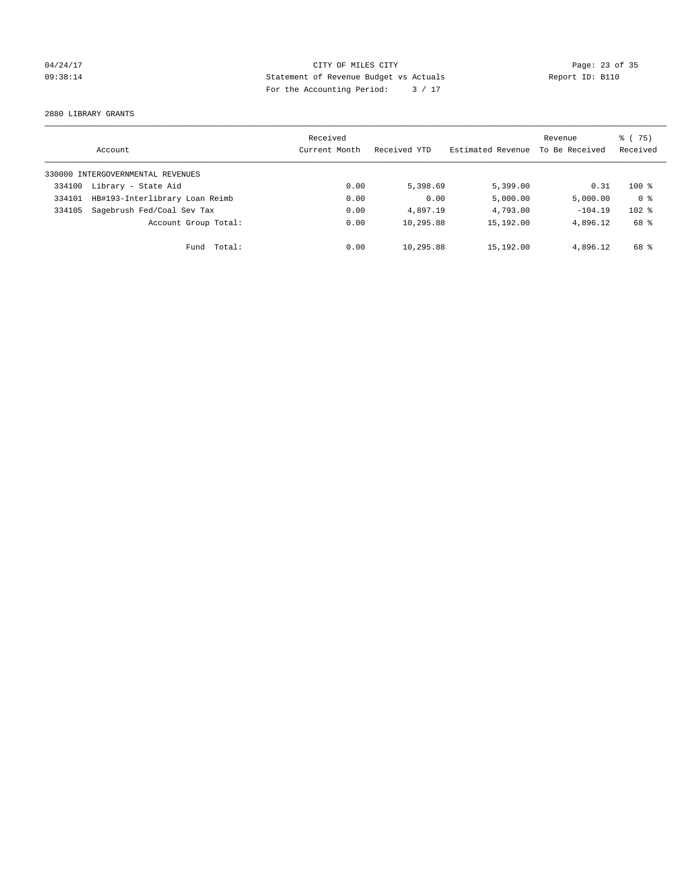CITY OF MILES CITY
Statement of Revenue Budget vs Actuals
For the Accounting Period: 3 / 17

04/24/17
09:38:14

Report ID: B110

2880 LIBRARY GRANTS

| Account | | Received Current Month | Received YTD | Estimated Revenue | Revenue To Be Received | % ( 75) Received |
|---|---|---|---|---|---|---|
| 330000 INTERGOVERNMENTAL REVENUES | | | | | | |
| 334100 | Library - State Aid | 0.00 | 5,398.69 | 5,399.00 | 0.31 | 100 % |
| 334101 | HB#193-Interlibrary Loan Reimb | 0.00 | 0.00 | 5,000.00 | 5,000.00 | 0 % |
| 334105 | Sagebrush Fed/Coal Sev Tax | 0.00 | 4,897.19 | 4,793.00 | -104.19 | 102 % |
| | Account Group Total: | 0.00 | 10,295.88 | 15,192.00 | 4,896.12 | 68 % |
| | Fund Total: | 0.00 | 10,295.88 | 15,192.00 | 4,896.12 | 68 % |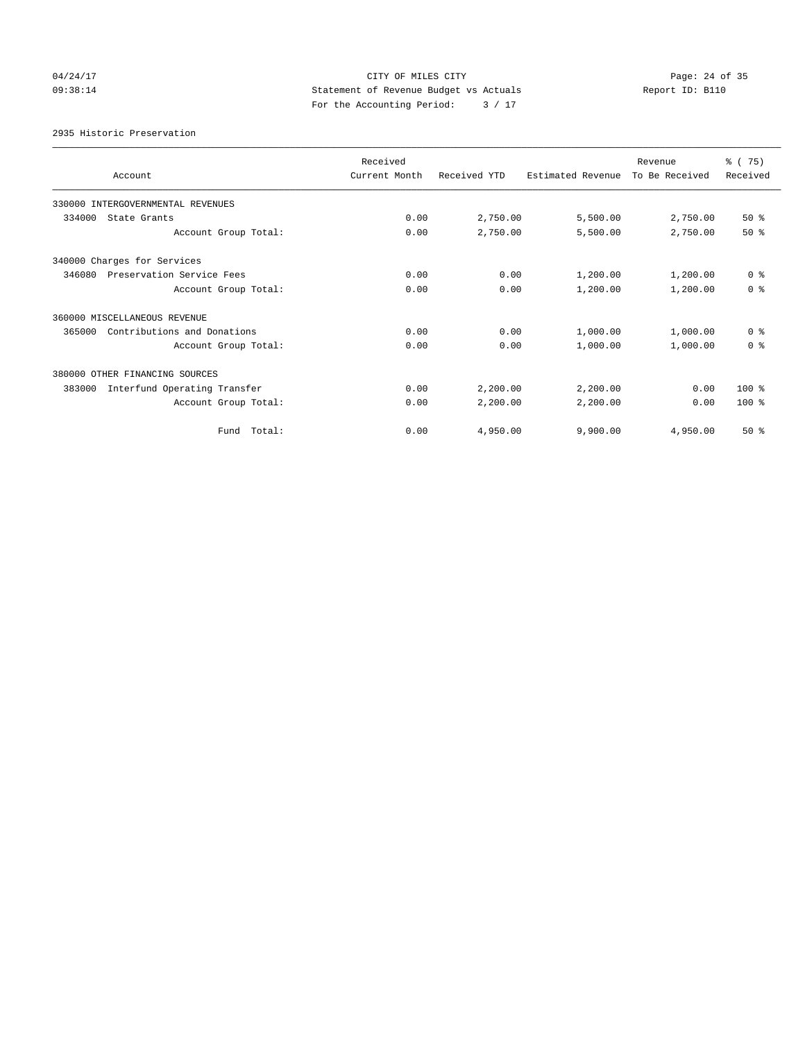CITY OF MILES CITY
Statement of Revenue Budget vs Actuals
For the Accounting Period: 3 / 17

04/24/17
09:38:14

Report ID: B110

2935 Historic Preservation

| Account | Received Current Month | Received YTD | Estimated Revenue | Revenue To Be Received | % ( 75) Received |
|---|---|---|---|---|---|
| 330000 INTERGOVERNMENTAL REVENUES | | | | | |
| 334000 State Grants | 0.00 | 2,750.00 | 5,500.00 | 2,750.00 | 50 % |
| Account Group Total: | 0.00 | 2,750.00 | 5,500.00 | 2,750.00 | 50 % |
| 340000 Charges for Services | | | | | |
| 346080 Preservation Service Fees | 0.00 | 0.00 | 1,200.00 | 1,200.00 | 0 % |
| Account Group Total: | 0.00 | 0.00 | 1,200.00 | 1,200.00 | 0 % |
| 360000 MISCELLANEOUS REVENUE | | | | | |
| 365000 Contributions and Donations | 0.00 | 0.00 | 1,000.00 | 1,000.00 | 0 % |
| Account Group Total: | 0.00 | 0.00 | 1,000.00 | 1,000.00 | 0 % |
| 380000 OTHER FINANCING SOURCES | | | | | |
| 383000 Interfund Operating Transfer | 0.00 | 2,200.00 | 2,200.00 | 0.00 | 100 % |
| Account Group Total: | 0.00 | 2,200.00 | 2,200.00 | 0.00 | 100 % |
| Fund Total: | 0.00 | 4,950.00 | 9,900.00 | 4,950.00 | 50 % |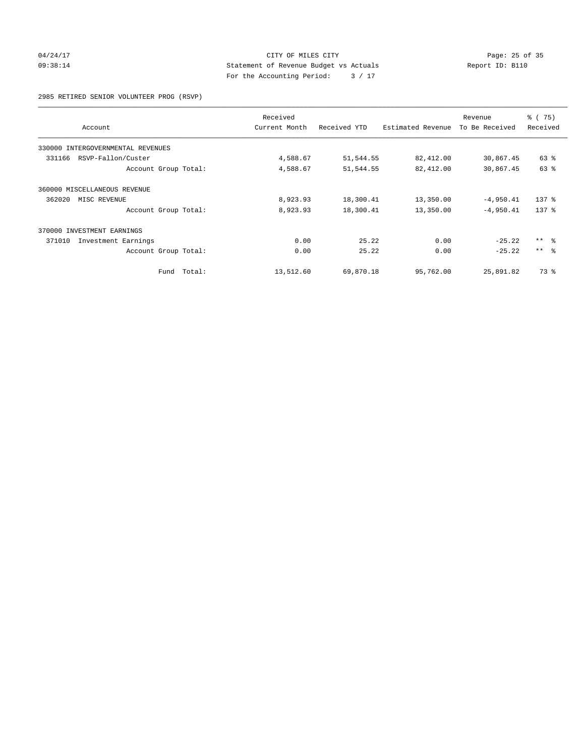CITY OF MILES CITY
Statement of Revenue Budget vs Actuals
Report ID: B110
For the Accounting Period: 3 / 17

04/24/17
09:38:14

2985 RETIRED SENIOR VOLUNTEER PROG (RSVP)

| Account | Received Current Month | Received YTD | Estimated Revenue | Revenue To Be Received | % ( 75) Received |
|---|---|---|---|---|---|
| 330000 INTERGOVERNMENTAL REVENUES | | | | | |
| 331166 RSVP-Fallon/Custer | 4,588.67 | 51,544.55 | 82,412.00 | 30,867.45 | 63 % |
| Account Group Total: | 4,588.67 | 51,544.55 | 82,412.00 | 30,867.45 | 63 % |
| 360000 MISCELLANEOUS REVENUE | | | | | |
| 362020 MISC REVENUE | 8,923.93 | 18,300.41 | 13,350.00 | -4,950.41 | 137 % |
| Account Group Total: | 8,923.93 | 18,300.41 | 13,350.00 | -4,950.41 | 137 % |
| 370000 INVESTMENT EARNINGS | | | | | |
| 371010 Investment Earnings | 0.00 | 25.22 | 0.00 | -25.22 | ** % |
| Account Group Total: | 0.00 | 25.22 | 0.00 | -25.22 | ** % |
| Fund Total: | 13,512.60 | 69,870.18 | 95,762.00 | 25,891.82 | 73 % |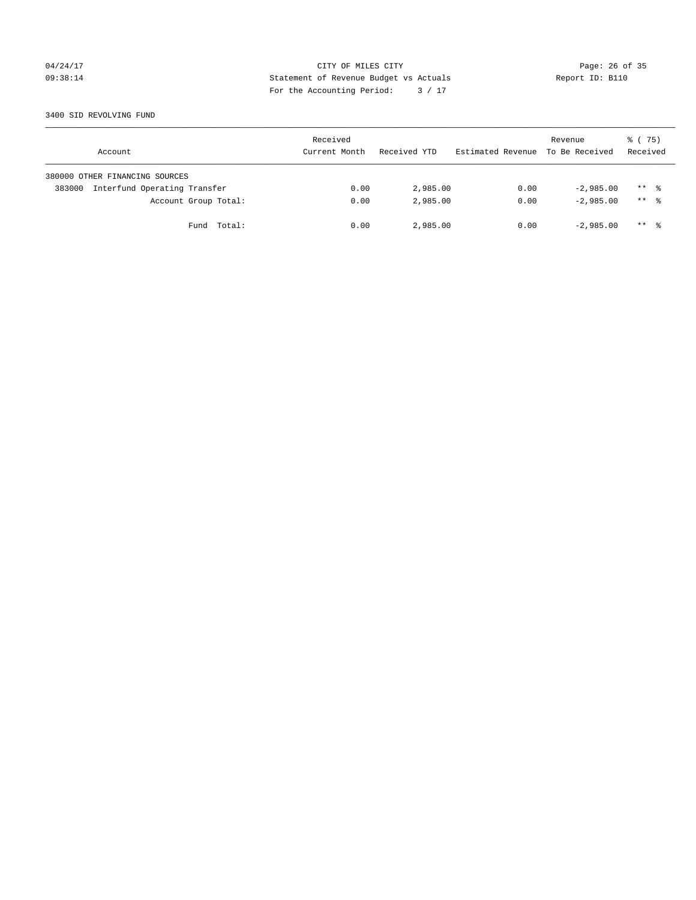CITY OF MILES CITY
Statement of Revenue Budget vs Actuals
For the Accounting Period: 3 / 17

04/24/17
09:38:14

Report ID: B110

3400 SID REVOLVING FUND

| Account | Received Current Month | Received YTD | Estimated Revenue | Revenue To Be Received | % ( 75) Received |
|---|---|---|---|---|---|
| 380000 OTHER FINANCING SOURCES | | | | | |
| 383000 Interfund Operating Transfer | 0.00 | 2,985.00 | 0.00 | -2,985.00 | ** % |
| Account Group Total: | 0.00 | 2,985.00 | 0.00 | -2,985.00 | ** % |
| Fund Total: | 0.00 | 2,985.00 | 0.00 | -2,985.00 | ** % |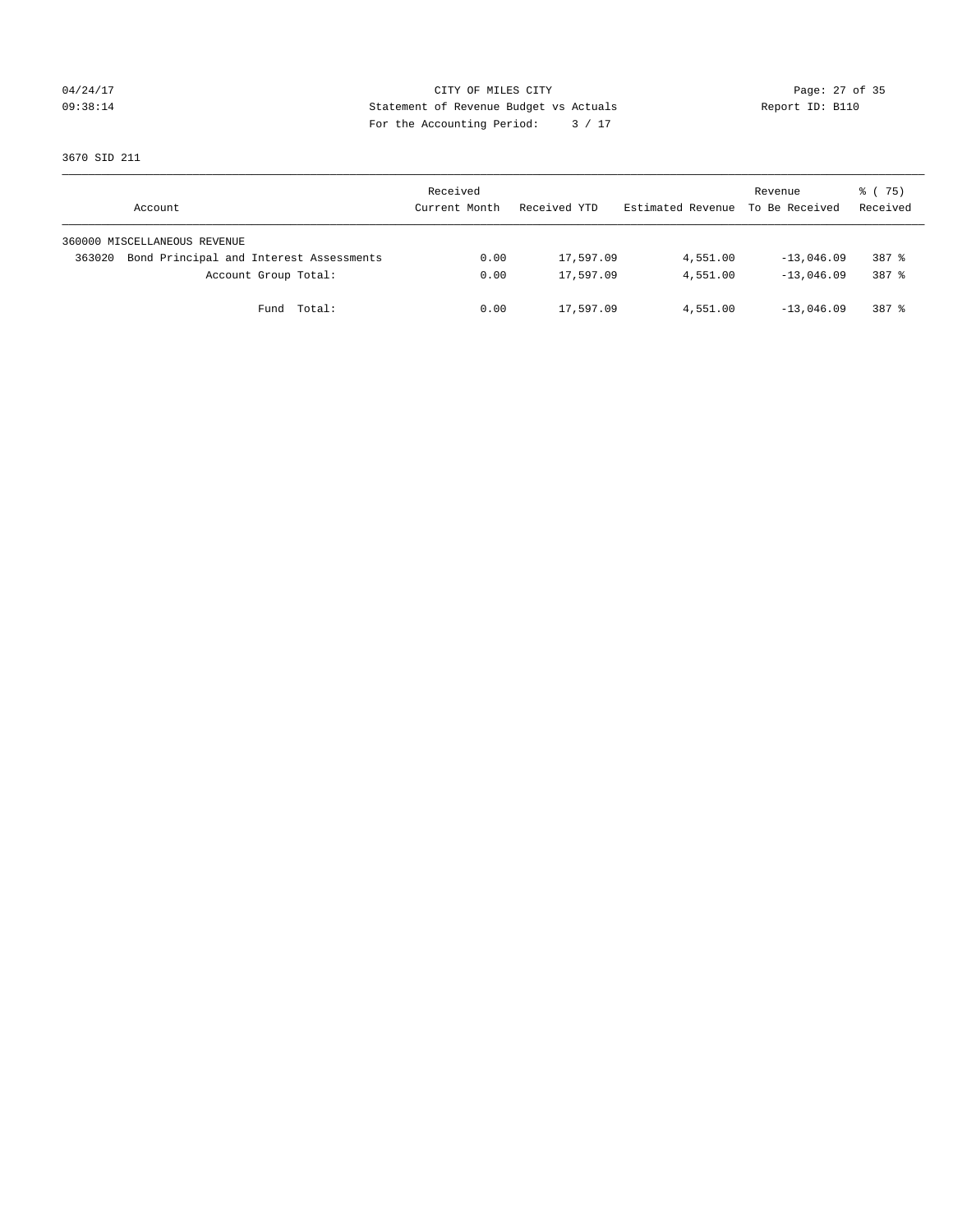CITY OF MILES CITY
Statement of Revenue Budget vs Actuals
For the Accounting Period: 3 / 17

04/24/17
09:38:14

Report ID: B110

3670 SID 211

| Account | Received Current Month | Received YTD | Estimated Revenue | Revenue To Be Received | % ( 75) Received |
|---|---|---|---|---|---|
| 360000 MISCELLANEOUS REVENUE | | | | | |
| 363020 Bond Principal and Interest Assessments | 0.00 | 17,597.09 | 4,551.00 | -13,046.09 | 387 % |
| Account Group Total: | 0.00 | 17,597.09 | 4,551.00 | -13,046.09 | 387 % |
| Fund Total: | 0.00 | 17,597.09 | 4,551.00 | -13,046.09 | 387 % |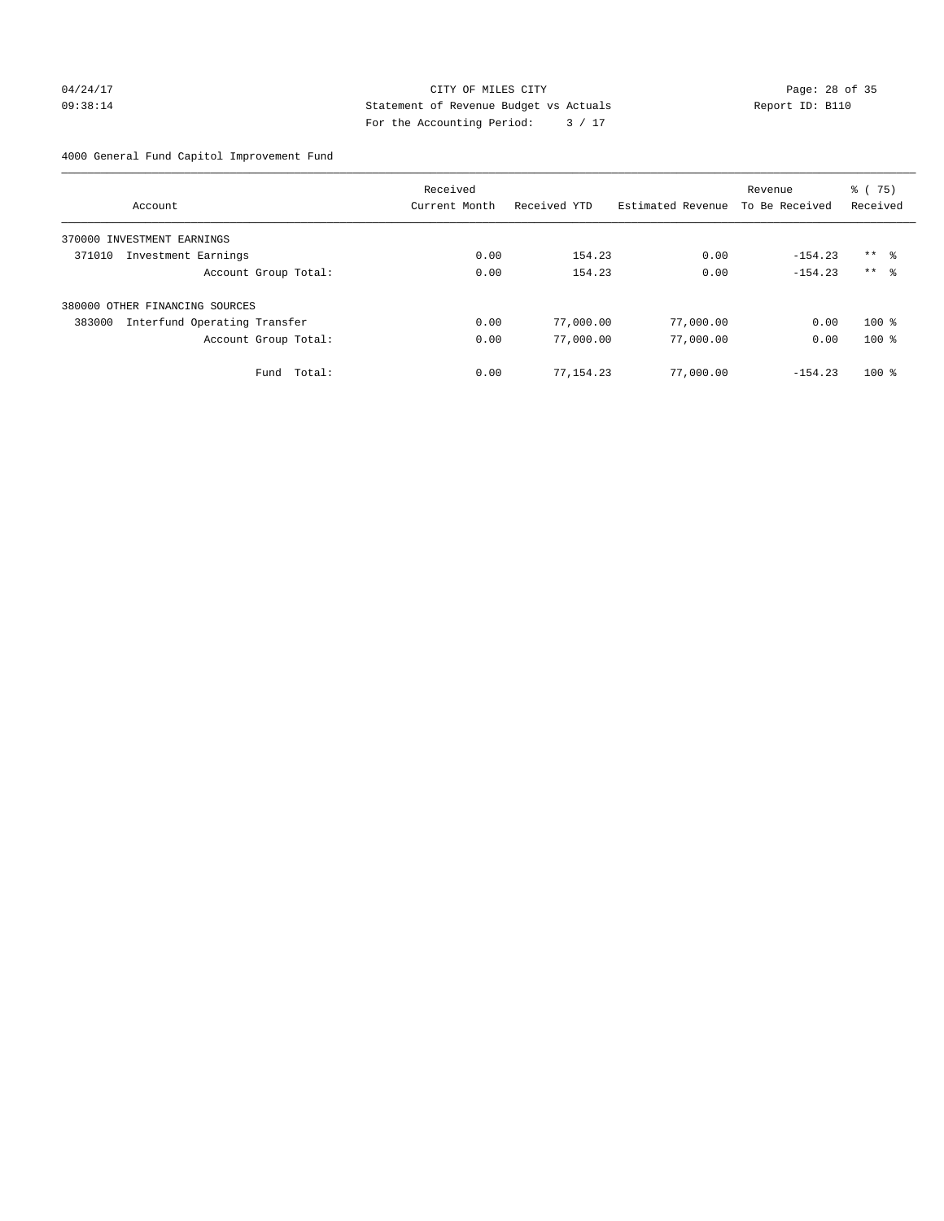CITY OF MILES CITY
Statement of Revenue Budget vs Actuals
For the Accounting Period: 3 / 17

04/24/17
09:38:14

Report ID: B110

4000 General Fund Capitol Improvement Fund

| Account | Received Current Month | Received YTD | Estimated Revenue | Revenue To Be Received | % ( 75) Received |
|---|---|---|---|---|---|
| 370000 INVESTMENT EARNINGS | | | | | |
| 371010 Investment Earnings | 0.00 | 154.23 | 0.00 | -154.23 | ** % |
| Account Group Total: | 0.00 | 154.23 | 0.00 | -154.23 | ** % |
| 380000 OTHER FINANCING SOURCES | | | | | |
| 383000 Interfund Operating Transfer | 0.00 | 77,000.00 | 77,000.00 | 0.00 | 100 % |
| Account Group Total: | 0.00 | 77,000.00 | 77,000.00 | 0.00 | 100 % |
| Fund Total: | 0.00 | 77,154.23 | 77,000.00 | -154.23 | 100 % |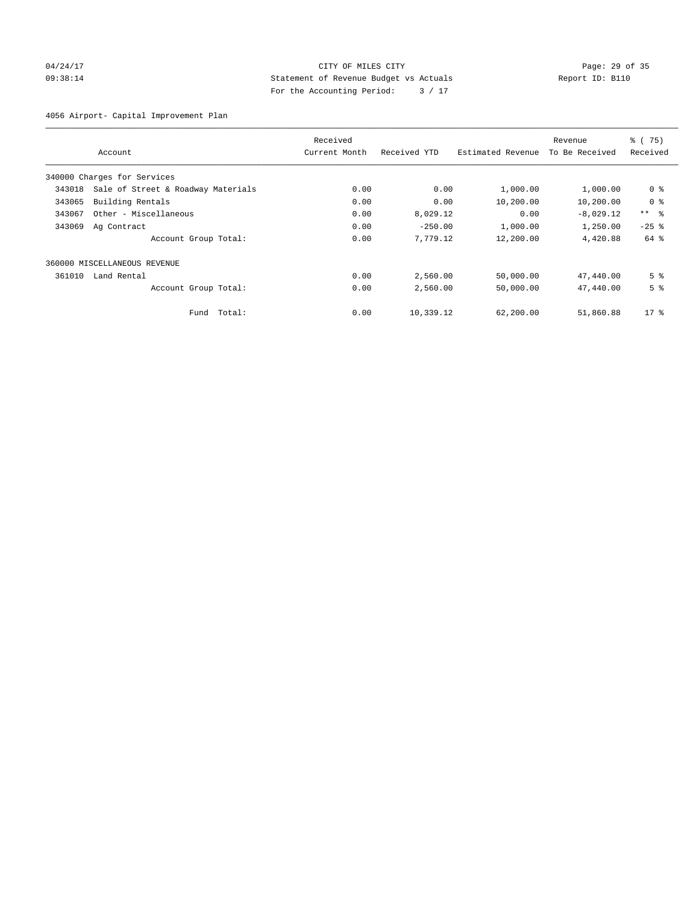CITY OF MILES CITY
Statement of Revenue Budget vs Actuals
For the Accounting Period: 3 / 17

04/24/17 09:38:14 Report ID: B110

4056 Airport- Capital Improvement Plan

| Account | | Received Current Month | Received YTD | Estimated Revenue | Revenue To Be Received | % ( 75) Received |
|---|---|---|---|---|---|---|
| 340000 Charges for Services | | | | | | |
| 343018 | Sale of Street & Roadway Materials | 0.00 | 0.00 | 1,000.00 | 1,000.00 | 0 % |
| 343065 | Building Rentals | 0.00 | 0.00 | 10,200.00 | 10,200.00 | 0 % |
| 343067 | Other - Miscellaneous | 0.00 | 8,029.12 | 0.00 | -8,029.12 | ** % |
| 343069 | Ag Contract | 0.00 | -250.00 | 1,000.00 | 1,250.00 | -25 % |
| | Account Group Total: | 0.00 | 7,779.12 | 12,200.00 | 4,420.88 | 64 % |
| 360000 MISCELLANEOUS REVENUE | | | | | | |
| 361010 | Land Rental | 0.00 | 2,560.00 | 50,000.00 | 47,440.00 | 5 % |
| | Account Group Total: | 0.00 | 2,560.00 | 50,000.00 | 47,440.00 | 5 % |
| | Fund Total: | 0.00 | 10,339.12 | 62,200.00 | 51,860.88 | 17 % |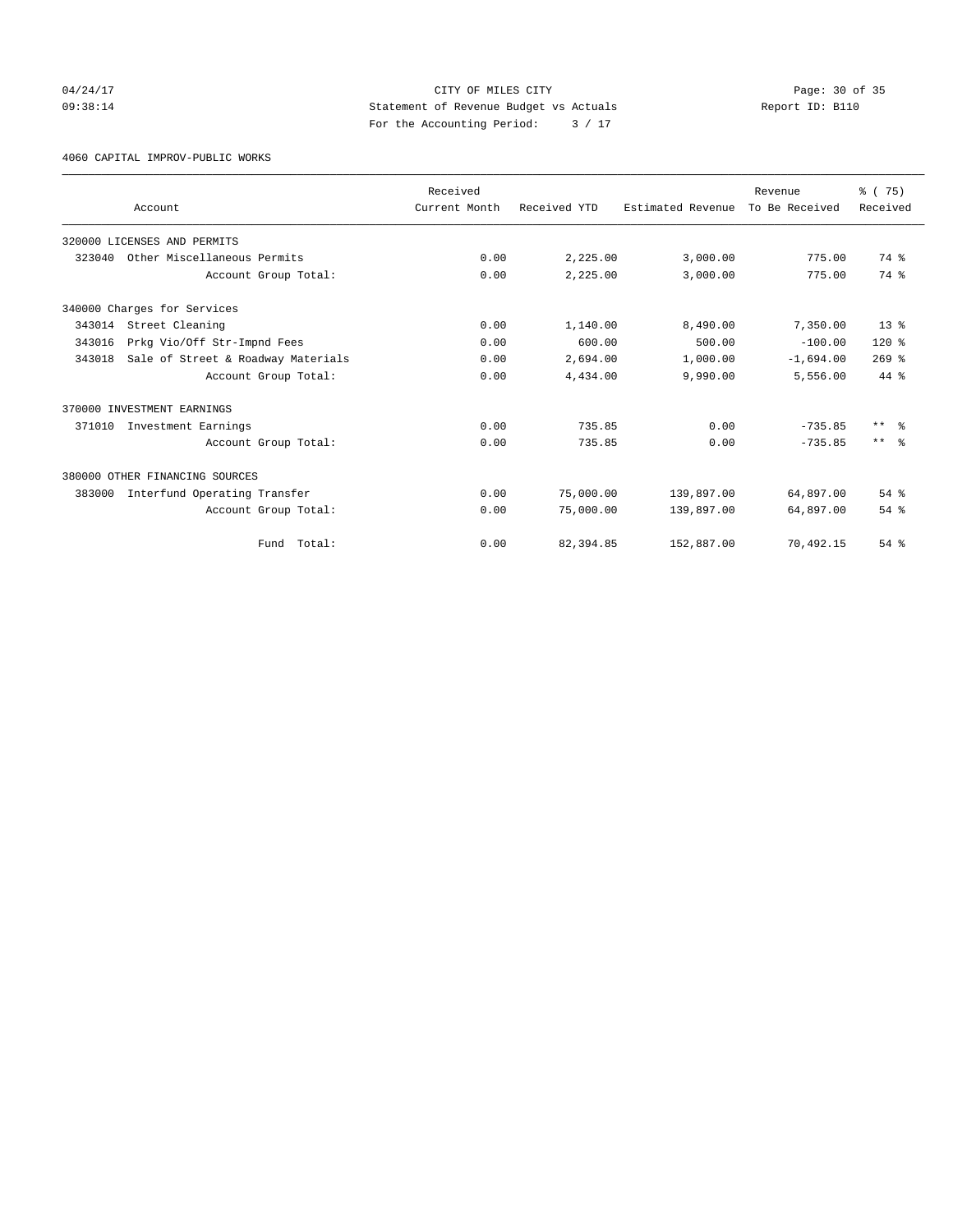CITY OF MILES CITY
Statement of Revenue Budget vs Actuals
For the Accounting Period: 3 / 17

04/24/17
09:38:14

Report ID: B110

4060 CAPITAL IMPROV-PUBLIC WORKS

| Account | Received Current Month | Received YTD | Estimated Revenue | Revenue To Be Received | % ( 75) Received |
|---|---|---|---|---|---|
| 320000 LICENSES AND PERMITS | | | | | |
| 323040 Other Miscellaneous Permits | 0.00 | 2,225.00 | 3,000.00 | 775.00 | 74 % |
| Account Group Total: | 0.00 | 2,225.00 | 3,000.00 | 775.00 | 74 % |
| 340000 Charges for Services | | | | | |
| 343014 Street Cleaning | 0.00 | 1,140.00 | 8,490.00 | 7,350.00 | 13 % |
| 343016 Prkg Vio/Off Str-Impnd Fees | 0.00 | 600.00 | 500.00 | -100.00 | 120 % |
| 343018 Sale of Street & Roadway Materials | 0.00 | 2,694.00 | 1,000.00 | -1,694.00 | 269 % |
| Account Group Total: | 0.00 | 4,434.00 | 9,990.00 | 5,556.00 | 44 % |
| 370000 INVESTMENT EARNINGS | | | | | |
| 371010 Investment Earnings | 0.00 | 735.85 | 0.00 | -735.85 | ** % |
| Account Group Total: | 0.00 | 735.85 | 0.00 | -735.85 | ** % |
| 380000 OTHER FINANCING SOURCES | | | | | |
| 383000 Interfund Operating Transfer | 0.00 | 75,000.00 | 139,897.00 | 64,897.00 | 54 % |
| Account Group Total: | 0.00 | 75,000.00 | 139,897.00 | 64,897.00 | 54 % |
| Fund Total: | 0.00 | 82,394.85 | 152,887.00 | 70,492.15 | 54 % |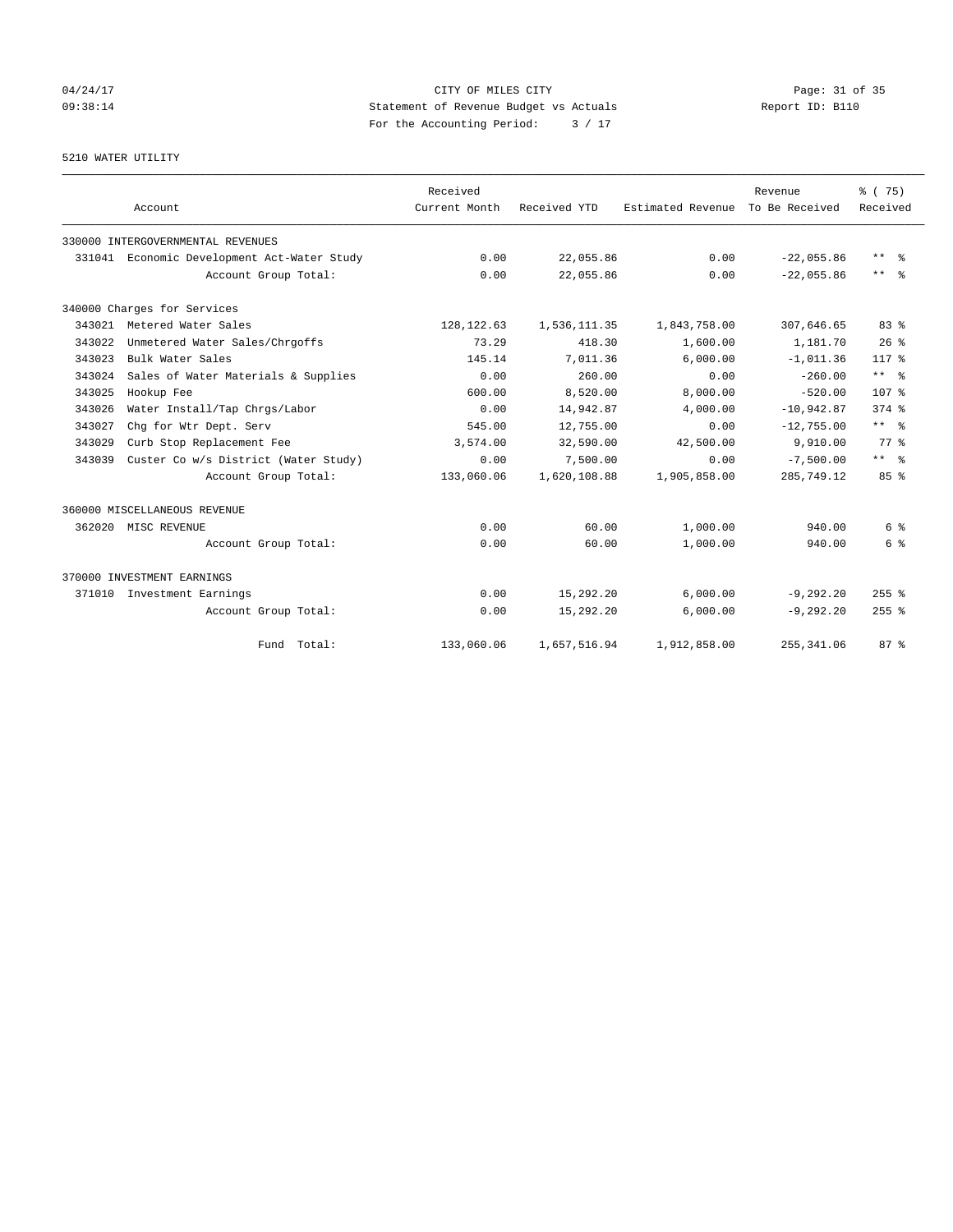CITY OF MILES CITY
Statement of Revenue Budget vs Actuals
For the Accounting Period: 3 / 17

04/24/17
09:38:14

Report ID: B110

5210 WATER UTILITY

| Account | Received Current Month | Received YTD | Estimated Revenue | Revenue To Be Received | % ( 75) Received |
|---|---|---|---|---|---|
| 330000 INTERGOVERNMENTAL REVENUES | | | | | |
| 331041 Economic Development Act-Water Study | 0.00 | 22,055.86 | 0.00 | -22,055.86 | ** % |
| Account Group Total: | 0.00 | 22,055.86 | 0.00 | -22,055.86 | ** % |
| 340000 Charges for Services | | | | | |
| 343021 Metered Water Sales | 128,122.63 | 1,536,111.35 | 1,843,758.00 | 307,646.65 | 83 % |
| 343022 Unmetered Water Sales/Chrgoffs | 73.29 | 418.30 | 1,600.00 | 1,181.70 | 26 % |
| 343023 Bulk Water Sales | 145.14 | 7,011.36 | 6,000.00 | -1,011.36 | 117 % |
| 343024 Sales of Water Materials & Supplies | 0.00 | 260.00 | 0.00 | -260.00 | ** % |
| 343025 Hookup Fee | 600.00 | 8,520.00 | 8,000.00 | -520.00 | 107 % |
| 343026 Water Install/Tap Chrgs/Labor | 0.00 | 14,942.87 | 4,000.00 | -10,942.87 | 374 % |
| 343027 Chg for Wtr Dept. Serv | 545.00 | 12,755.00 | 0.00 | -12,755.00 | ** % |
| 343029 Curb Stop Replacement Fee | 3,574.00 | 32,590.00 | 42,500.00 | 9,910.00 | 77 % |
| 343039 Custer Co w/s District (Water Study) | 0.00 | 7,500.00 | 0.00 | -7,500.00 | ** % |
| Account Group Total: | 133,060.06 | 1,620,108.88 | 1,905,858.00 | 285,749.12 | 85 % |
| 360000 MISCELLANEOUS REVENUE | | | | | |
| 362020 MISC REVENUE | 0.00 | 60.00 | 1,000.00 | 940.00 | 6 % |
| Account Group Total: | 0.00 | 60.00 | 1,000.00 | 940.00 | 6 % |
| 370000 INVESTMENT EARNINGS | | | | | |
| 371010 Investment Earnings | 0.00 | 15,292.20 | 6,000.00 | -9,292.20 | 255 % |
| Account Group Total: | 0.00 | 15,292.20 | 6,000.00 | -9,292.20 | 255 % |
| Fund Total: | 133,060.06 | 1,657,516.94 | 1,912,858.00 | 255,341.06 | 87 % |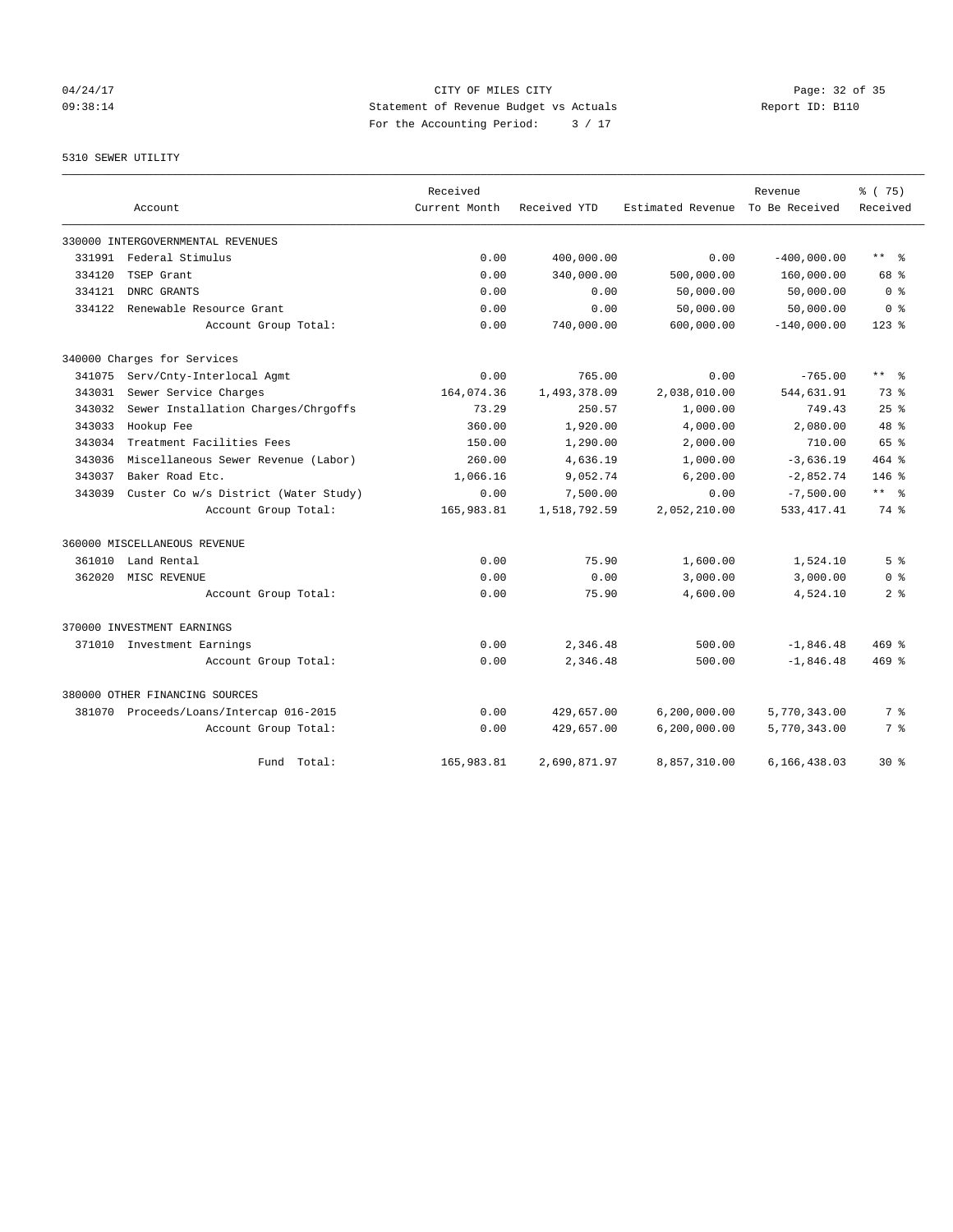CITY OF MILES CITY
Statement of Revenue Budget vs Actuals
For the Accounting Period: 3 / 17

04/24/17
09:38:14

Report ID: B110

5310 SEWER UTILITY

| Account | | Received Current Month | Received YTD | Estimated Revenue | Revenue To Be Received | % ( 75) Received |
|---|---|---|---|---|---|---|
| 330000 INTERGOVERNMENTAL REVENUES | | | | | | |
| 331991 | Federal Stimulus | 0.00 | 400,000.00 | 0.00 | -400,000.00 | ** % |
| 334120 | TSEP Grant | 0.00 | 340,000.00 | 500,000.00 | 160,000.00 | 68 % |
| 334121 | DNRC GRANTS | 0.00 | 0.00 | 50,000.00 | 50,000.00 | 0 % |
| 334122 | Renewable Resource Grant | 0.00 | 0.00 | 50,000.00 | 50,000.00 | 0 % |
| | Account Group Total: | 0.00 | 740,000.00 | 600,000.00 | -140,000.00 | 123 % |
| 340000 Charges for Services | | | | | | |
| 341075 | Serv/Cnty-Interlocal Agmt | 0.00 | 765.00 | 0.00 | -765.00 | ** % |
| 343031 | Sewer Service Charges | 164,074.36 | 1,493,378.09 | 2,038,010.00 | 544,631.91 | 73 % |
| 343032 | Sewer Installation Charges/Chrgoffs | 73.29 | 250.57 | 1,000.00 | 749.43 | 25 % |
| 343033 | Hookup Fee | 360.00 | 1,920.00 | 4,000.00 | 2,080.00 | 48 % |
| 343034 | Treatment Facilities Fees | 150.00 | 1,290.00 | 2,000.00 | 710.00 | 65 % |
| 343036 | Miscellaneous Sewer Revenue (Labor) | 260.00 | 4,636.19 | 1,000.00 | -3,636.19 | 464 % |
| 343037 | Baker Road Etc. | 1,066.16 | 9,052.74 | 6,200.00 | -2,852.74 | 146 % |
| 343039 | Custer Co w/s District (Water Study) | 0.00 | 7,500.00 | 0.00 | -7,500.00 | ** % |
| | Account Group Total: | 165,983.81 | 1,518,792.59 | 2,052,210.00 | 533,417.41 | 74 % |
| 360000 MISCELLANEOUS REVENUE | | | | | | |
| 361010 | Land Rental | 0.00 | 75.90 | 1,600.00 | 1,524.10 | 5 % |
| 362020 | MISC REVENUE | 0.00 | 0.00 | 3,000.00 | 3,000.00 | 0 % |
| | Account Group Total: | 0.00 | 75.90 | 4,600.00 | 4,524.10 | 2 % |
| 370000 INVESTMENT EARNINGS | | | | | | |
| 371010 | Investment Earnings | 0.00 | 2,346.48 | 500.00 | -1,846.48 | 469 % |
| | Account Group Total: | 0.00 | 2,346.48 | 500.00 | -1,846.48 | 469 % |
| 380000 OTHER FINANCING SOURCES | | | | | | |
| 381070 | Proceeds/Loans/Intercap 016-2015 | 0.00 | 429,657.00 | 6,200,000.00 | 5,770,343.00 | 7 % |
| | Account Group Total: | 0.00 | 429,657.00 | 6,200,000.00 | 5,770,343.00 | 7 % |
| | Fund Total: | 165,983.81 | 2,690,871.97 | 8,857,310.00 | 6,166,438.03 | 30 % |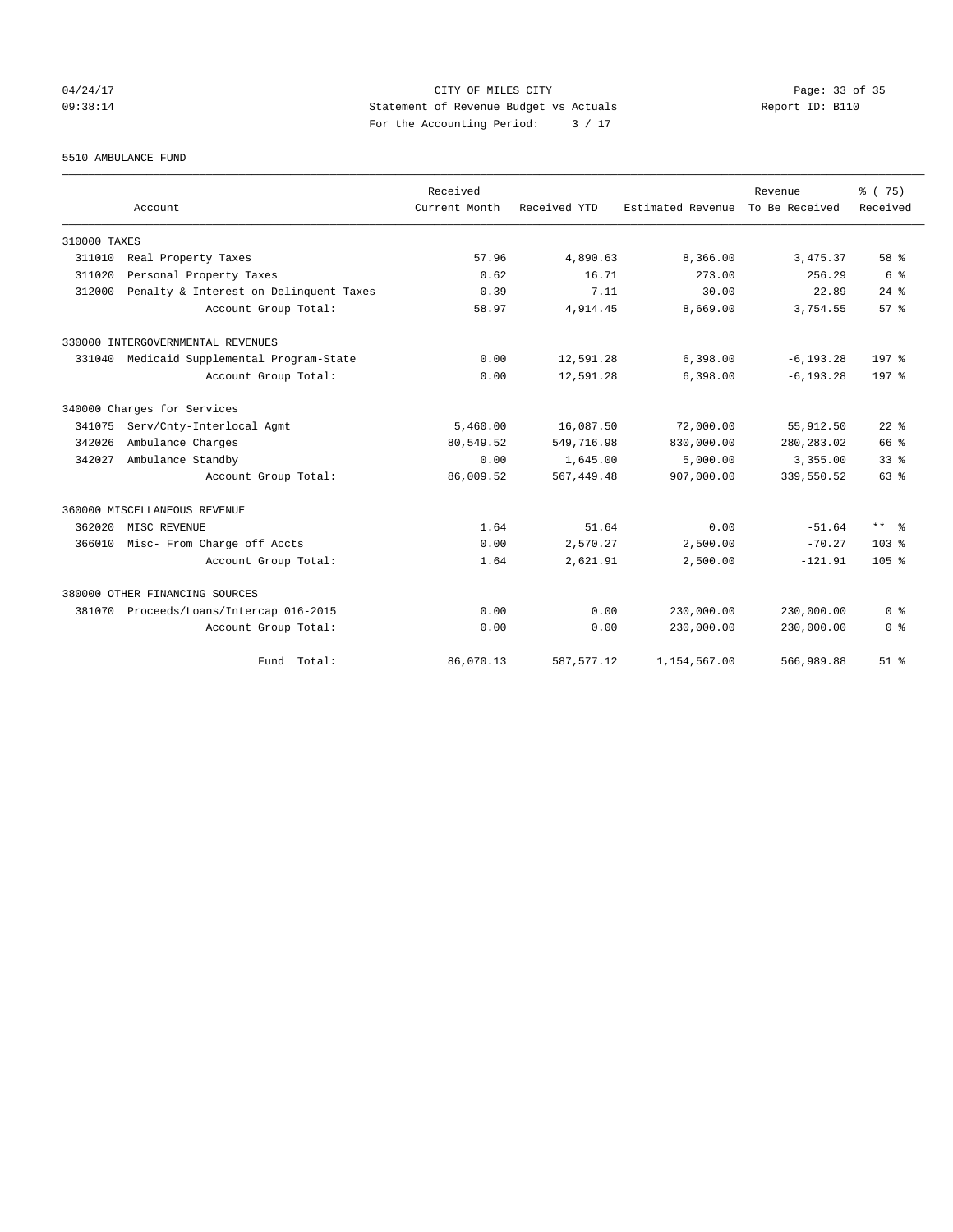# CITY OF MILES CITY

## Statement of Revenue Budget vs Actuals

For the Accounting Period: 3 / 17

04/24/17 09:38:14 — Report ID: B110

### 5510 AMBULANCE FUND

| Account | Received Current Month | Received YTD | Estimated Revenue | Revenue To Be Received | % ( 75) Received |
|---|---|---|---|---|---|
| **310000 TAXES** | | | | | |
| 311010 Real Property Taxes | 57.96 | 4,890.63 | 8,366.00 | 3,475.37 | 58 % |
| 311020 Personal Property Taxes | 0.62 | 16.71 | 273.00 | 256.29 | 6 % |
| 312000 Penalty & Interest on Delinquent Taxes | 0.39 | 7.11 | 30.00 | 22.89 | 24 % |
| Account Group Total: | 58.97 | 4,914.45 | 8,669.00 | 3,754.55 | 57 % |
| **330000 INTERGOVERNMENTAL REVENUES** | | | | | |
| 331040 Medicaid Supplemental Program-State | 0.00 | 12,591.28 | 6,398.00 | -6,193.28 | 197 % |
| Account Group Total: | 0.00 | 12,591.28 | 6,398.00 | -6,193.28 | 197 % |
| **340000 Charges for Services** | | | | | |
| 341075 Serv/Cnty-Interlocal Agmt | 5,460.00 | 16,087.50 | 72,000.00 | 55,912.50 | 22 % |
| 342026 Ambulance Charges | 80,549.52 | 549,716.98 | 830,000.00 | 280,283.02 | 66 % |
| 342027 Ambulance Standby | 0.00 | 1,645.00 | 5,000.00 | 3,355.00 | 33 % |
| Account Group Total: | 86,009.52 | 567,449.48 | 907,000.00 | 339,550.52 | 63 % |
| **360000 MISCELLANEOUS REVENUE** | | | | | |
| 362020 MISC REVENUE | 1.64 | 51.64 | 0.00 | -51.64 | ** % |
| 366010 Misc- From Charge off Accts | 0.00 | 2,570.27 | 2,500.00 | -70.27 | 103 % |
| Account Group Total: | 1.64 | 2,621.91 | 2,500.00 | -121.91 | 105 % |
| **380000 OTHER FINANCING SOURCES** | | | | | |
| 381070 Proceeds/Loans/Intercap 016-2015 | 0.00 | 0.00 | 230,000.00 | 230,000.00 | 0 % |
| Account Group Total: | 0.00 | 0.00 | 230,000.00 | 230,000.00 | 0 % |
| Fund Total: | 86,070.13 | 587,577.12 | 1,154,567.00 | 566,989.88 | 51 % |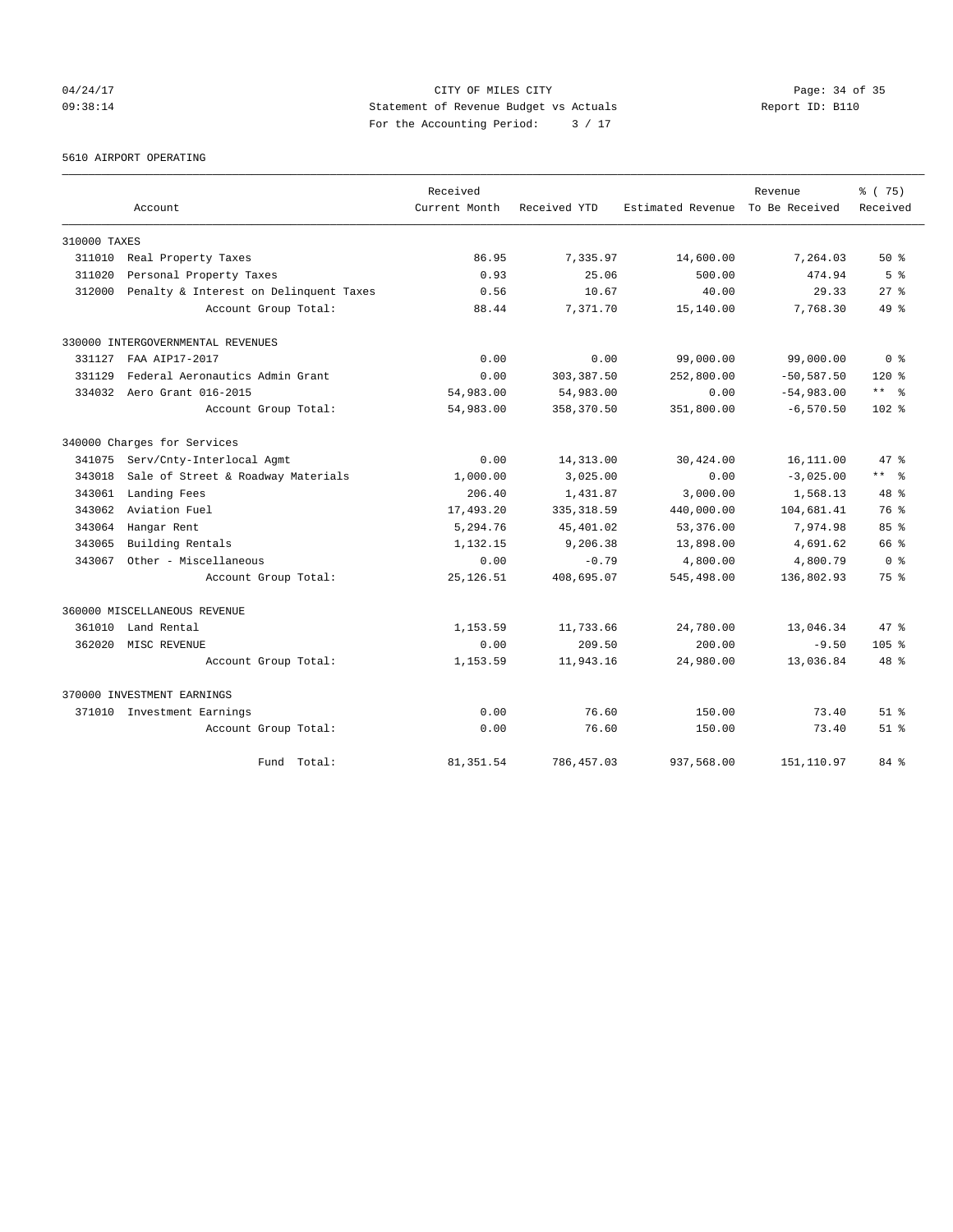04/24/17 CITY OF MILES CITY
09:38:14 Statement of Revenue Budget vs Actuals Report ID: B110
For the Accounting Period: 3 / 17

5610 AIRPORT OPERATING

| Account | Received Current Month | Received YTD | Estimated Revenue | Revenue To Be Received | % ( 75) Received |
|---|---|---|---|---|---|
| **310000 TAXES** | | | | | |
| 311010 Real Property Taxes | 86.95 | 7,335.97 | 14,600.00 | 7,264.03 | 50 % |
| 311020 Personal Property Taxes | 0.93 | 25.06 | 500.00 | 474.94 | 5 % |
| 312000 Penalty & Interest on Delinquent Taxes | 0.56 | 10.67 | 40.00 | 29.33 | 27 % |
| Account Group Total: | 88.44 | 7,371.70 | 15,140.00 | 7,768.30 | 49 % |
| **330000 INTERGOVERNMENTAL REVENUES** | | | | | |
| 331127 FAA AIP17-2017 | 0.00 | 0.00 | 99,000.00 | 99,000.00 | 0 % |
| 331129 Federal Aeronautics Admin Grant | 0.00 | 303,387.50 | 252,800.00 | -50,587.50 | 120 % |
| 334032 Aero Grant 016-2015 | 54,983.00 | 54,983.00 | 0.00 | -54,983.00 | ** % |
| Account Group Total: | 54,983.00 | 358,370.50 | 351,800.00 | -6,570.50 | 102 % |
| **340000 Charges for Services** | | | | | |
| 341075 Serv/Cnty-Interlocal Agmt | 0.00 | 14,313.00 | 30,424.00 | 16,111.00 | 47 % |
| 343018 Sale of Street & Roadway Materials | 1,000.00 | 3,025.00 | 0.00 | -3,025.00 | ** % |
| 343061 Landing Fees | 206.40 | 1,431.87 | 3,000.00 | 1,568.13 | 48 % |
| 343062 Aviation Fuel | 17,493.20 | 335,318.59 | 440,000.00 | 104,681.41 | 76 % |
| 343064 Hangar Rent | 5,294.76 | 45,401.02 | 53,376.00 | 7,974.98 | 85 % |
| 343065 Building Rentals | 1,132.15 | 9,206.38 | 13,898.00 | 4,691.62 | 66 % |
| 343067 Other - Miscellaneous | 0.00 | -0.79 | 4,800.00 | 4,800.79 | 0 % |
| Account Group Total: | 25,126.51 | 408,695.07 | 545,498.00 | 136,802.93 | 75 % |
| **360000 MISCELLANEOUS REVENUE** | | | | | |
| 361010 Land Rental | 1,153.59 | 11,733.66 | 24,780.00 | 13,046.34 | 47 % |
| 362020 MISC REVENUE | 0.00 | 209.50 | 200.00 | -9.50 | 105 % |
| Account Group Total: | 1,153.59 | 11,943.16 | 24,980.00 | 13,036.84 | 48 % |
| **370000 INVESTMENT EARNINGS** | | | | | |
| 371010 Investment Earnings | 0.00 | 76.60 | 150.00 | 73.40 | 51 % |
| Account Group Total: | 0.00 | 76.60 | 150.00 | 73.40 | 51 % |
| Fund Total: | 81,351.54 | 786,457.03 | 937,568.00 | 151,110.97 | 84 % |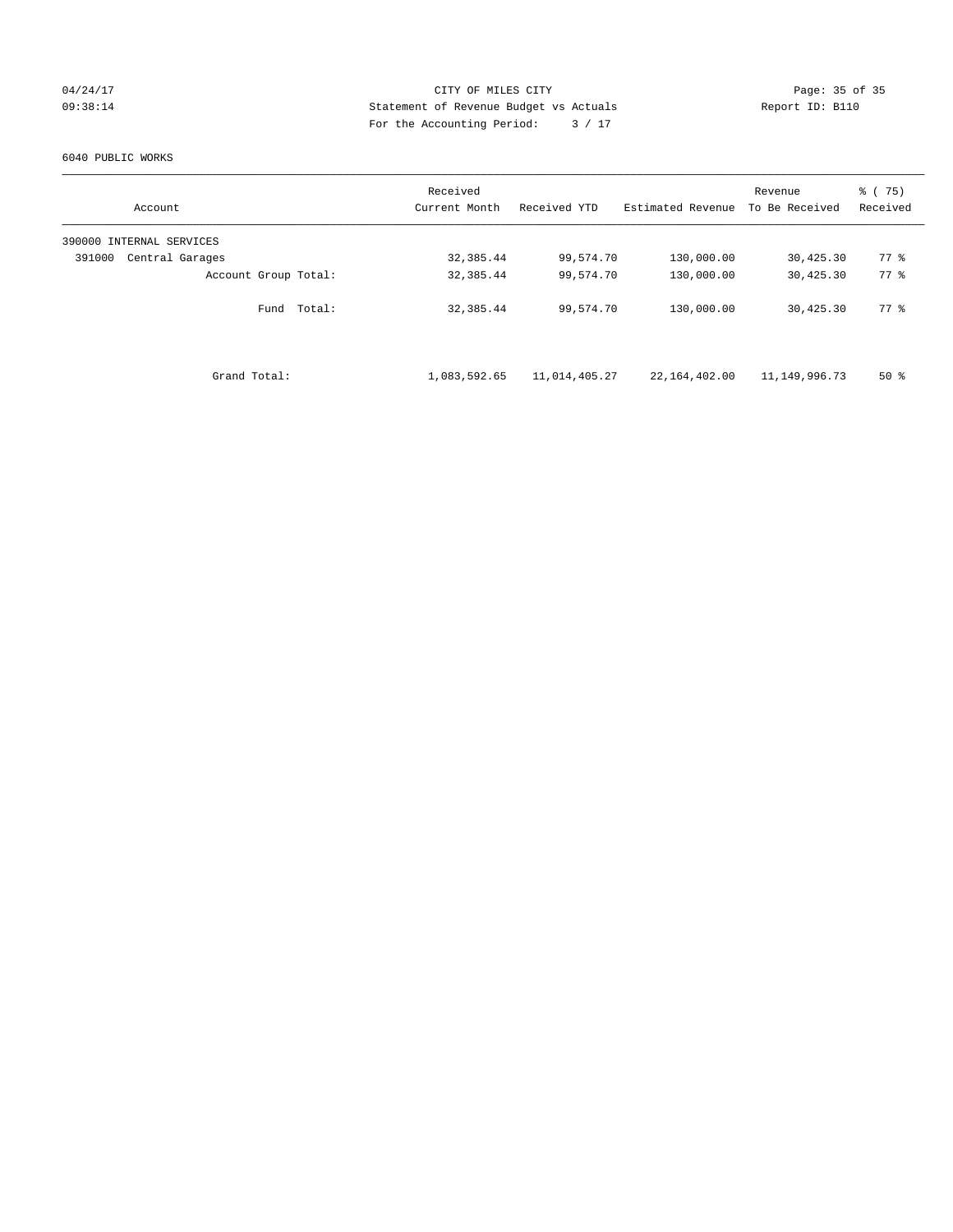CITY OF MILES CITY
Statement of Revenue Budget vs Actuals
For the Accounting Period: 3 / 17

04/24/17
09:38:14

Report ID: B110

6040 PUBLIC WORKS

| Account | Received Current Month | Received YTD | Estimated Revenue | Revenue To Be Received | % ( 75) Received |
|---|---|---|---|---|---|
| 390000 INTERNAL SERVICES | | | | | |
| 391000 Central Garages | 32,385.44 | 99,574.70 | 130,000.00 | 30,425.30 | 77 % |
| Account Group Total: | 32,385.44 | 99,574.70 | 130,000.00 | 30,425.30 | 77 % |
| Fund Total: | 32,385.44 | 99,574.70 | 130,000.00 | 30,425.30 | 77 % |
| Grand Total: | 1,083,592.65 | 11,014,405.27 | 22,164,402.00 | 11,149,996.73 | 50 % |